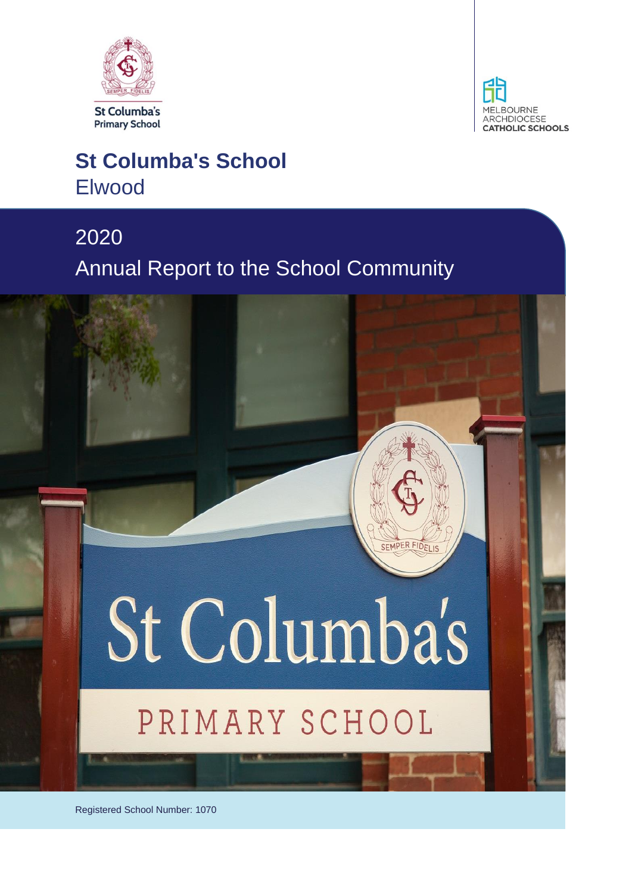St Columba's Primary School

MELBOURNE ARCHDIOCESE CATHOLIC SCHOOLS

# St Columba's School

Elwood

## 2020

## Annual Report to the School Community

Registered School Number: 1070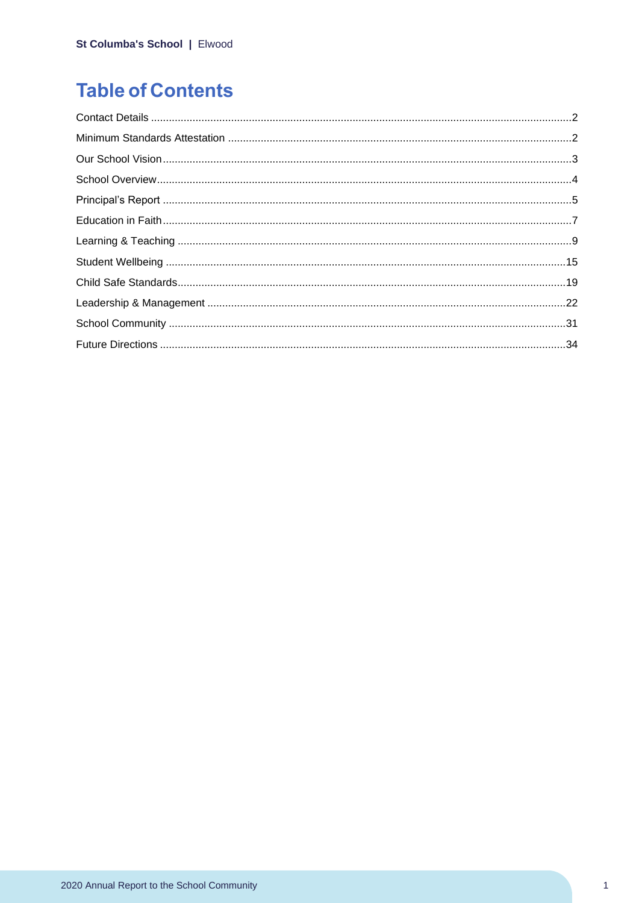# Table of Contents

Contact Details ....................................................................2

Minimum Standards Attestation ....................................................................2

Our School Vision....................................................................3

School Overview....................................................................4

Principal's Report ....................................................................5

Education in Faith....................................................................7

Learning & Teaching ....................................................................9

Student Wellbeing ....................................................................15

Child Safe Standards....................................................................19

Leadership & Management ....................................................................22

School Community ....................................................................31

Future Directions ....................................................................34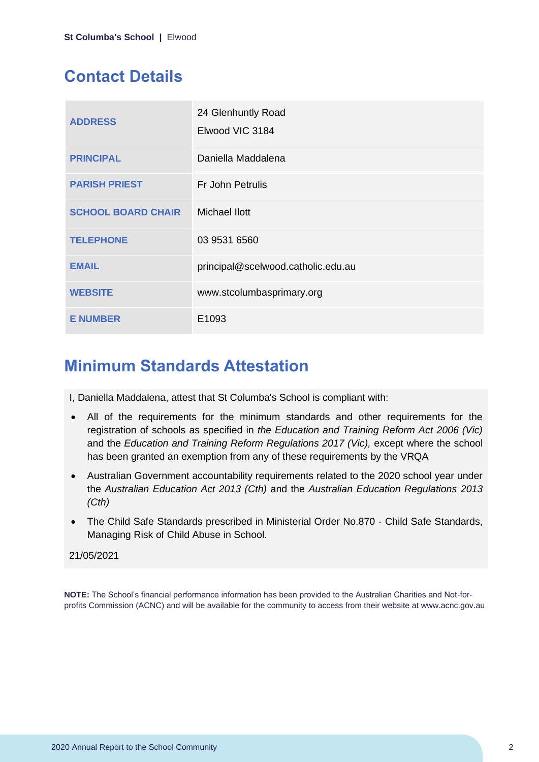## Contact Details

| | |
|---|---|
| **ADDRESS** | 24 Glenhuntly Road<br>Elwood VIC 3184 |
| **PRINCIPAL** | Daniella Maddalena |
| **PARISH PRIEST** | Fr John Petrulis |
| **SCHOOL BOARD CHAIR** | Michael Ilott |
| **TELEPHONE** | 03 9531 6560 |
| **EMAIL** | principal@scelwood.catholic.edu.au |
| **WEBSITE** | www.stcolumbasprimary.org |
| **E NUMBER** | E1093 |

## Minimum Standards Attestation

I, Daniella Maddalena, attest that St Columba's School is compliant with:

- All of the requirements for the minimum standards and other requirements for the registration of schools as specified in *the Education and Training Reform Act 2006 (Vic)* and the *Education and Training Reform Regulations 2017 (Vic),* except where the school has been granted an exemption from any of these requirements by the VRQA
- Australian Government accountability requirements related to the 2020 school year under the *Australian Education Act 2013 (Cth)* and the *Australian Education Regulations 2013 (Cth)*
- The Child Safe Standards prescribed in Ministerial Order No.870 - Child Safe Standards, Managing Risk of Child Abuse in School.

21/05/2021

**NOTE:** The School's financial performance information has been provided to the Australian Charities and Not-for-profits Commission (ACNC) and will be available for the community to access from their website at www.acnc.gov.au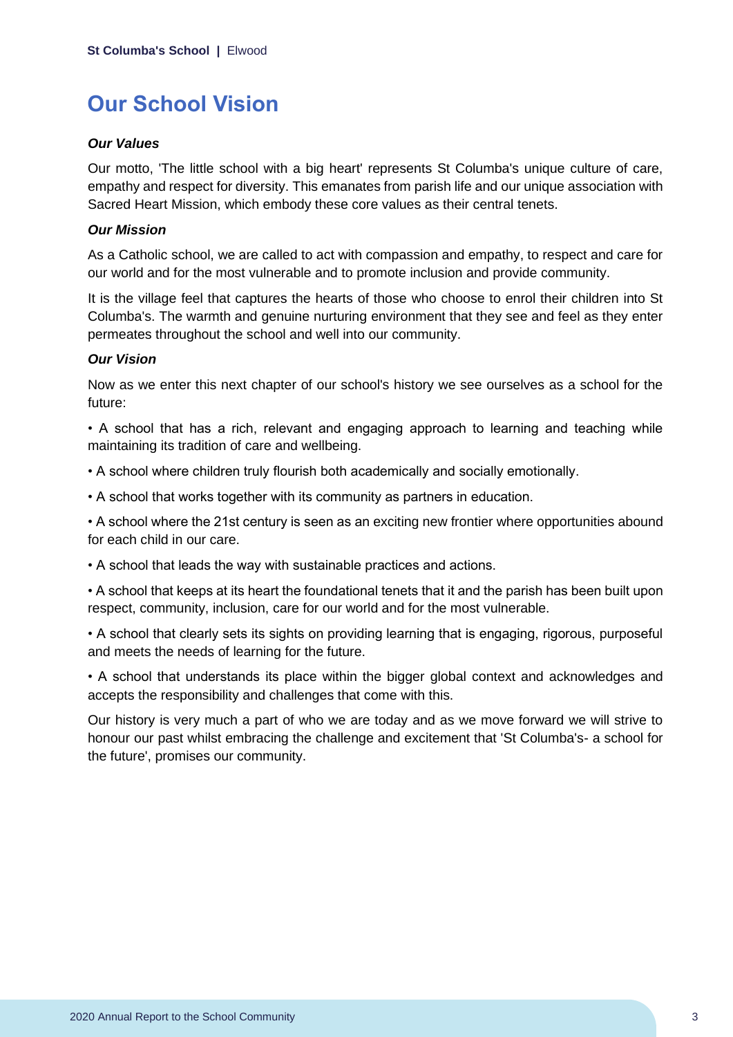# Our School Vision

***Our Values***

Our motto, 'The little school with a big heart' represents St Columba's unique culture of care, empathy and respect for diversity. This emanates from parish life and our unique association with Sacred Heart Mission, which embody these core values as their central tenets.

***Our Mission***

As a Catholic school, we are called to act with compassion and empathy, to respect and care for our world and for the most vulnerable and to promote inclusion and provide community.

It is the village feel that captures the hearts of those who choose to enrol their children into St Columba's. The warmth and genuine nurturing environment that they see and feel as they enter permeates throughout the school and well into our community.

***Our Vision***

Now as we enter this next chapter of our school's history we see ourselves as a school for the future:

- A school that has a rich, relevant and engaging approach to learning and teaching while maintaining its tradition of care and wellbeing.
- A school where children truly flourish both academically and socially emotionally.
- A school that works together with its community as partners in education.
- A school where the 21st century is seen as an exciting new frontier where opportunities abound for each child in our care.
- A school that leads the way with sustainable practices and actions.
- A school that keeps at its heart the foundational tenets that it and the parish has been built upon respect, community, inclusion, care for our world and for the most vulnerable.
- A school that clearly sets its sights on providing learning that is engaging, rigorous, purposeful and meets the needs of learning for the future.
- A school that understands its place within the bigger global context and acknowledges and accepts the responsibility and challenges that come with this.

Our history is very much a part of who we are today and as we move forward we will strive to honour our past whilst embracing the challenge and excitement that 'St Columba's- a school for the future', promises our community.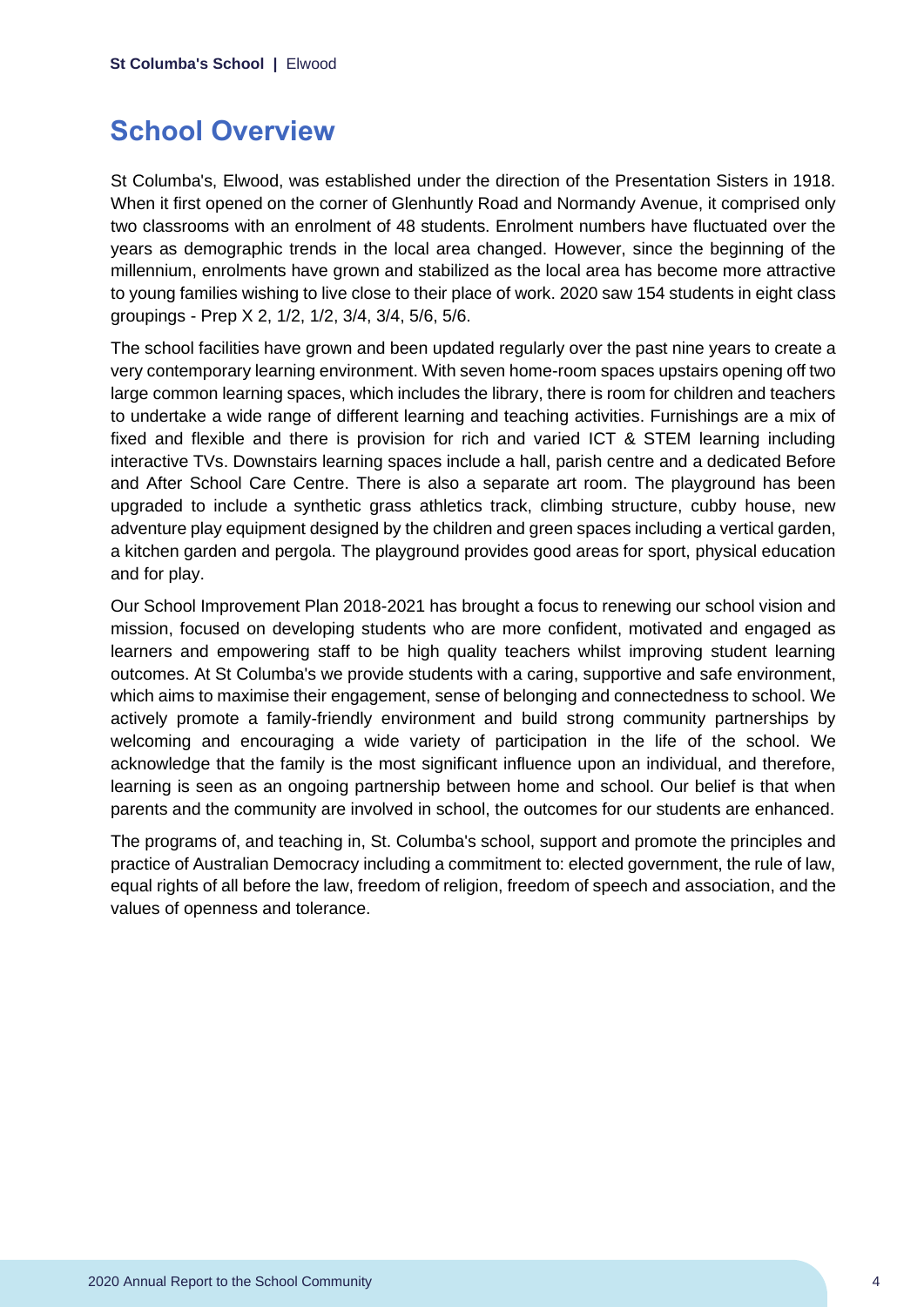## School Overview

St Columba's, Elwood, was established under the direction of the Presentation Sisters in 1918. When it first opened on the corner of Glenhuntly Road and Normandy Avenue, it comprised only two classrooms with an enrolment of 48 students. Enrolment numbers have fluctuated over the years as demographic trends in the local area changed. However, since the beginning of the millennium, enrolments have grown and stabilized as the local area has become more attractive to young families wishing to live close to their place of work. 2020 saw 154 students in eight class groupings - Prep X 2, 1/2, 1/2, 3/4, 3/4, 5/6, 5/6.

The school facilities have grown and been updated regularly over the past nine years to create a very contemporary learning environment. With seven home-room spaces upstairs opening off two large common learning spaces, which includes the library, there is room for children and teachers to undertake a wide range of different learning and teaching activities. Furnishings are a mix of fixed and flexible and there is provision for rich and varied ICT & STEM learning including interactive TVs. Downstairs learning spaces include a hall, parish centre and a dedicated Before and After School Care Centre. There is also a separate art room. The playground has been upgraded to include a synthetic grass athletics track, climbing structure, cubby house, new adventure play equipment designed by the children and green spaces including a vertical garden, a kitchen garden and pergola. The playground provides good areas for sport, physical education and for play.

Our School Improvement Plan 2018-2021 has brought a focus to renewing our school vision and mission, focused on developing students who are more confident, motivated and engaged as learners and empowering staff to be high quality teachers whilst improving student learning outcomes. At St Columba's we provide students with a caring, supportive and safe environment, which aims to maximise their engagement, sense of belonging and connectedness to school. We actively promote a family-friendly environment and build strong community partnerships by welcoming and encouraging a wide variety of participation in the life of the school. We acknowledge that the family is the most significant influence upon an individual, and therefore, learning is seen as an ongoing partnership between home and school. Our belief is that when parents and the community are involved in school, the outcomes for our students are enhanced.

The programs of, and teaching in, St. Columba's school, support and promote the principles and practice of Australian Democracy including a commitment to: elected government, the rule of law, equal rights of all before the law, freedom of religion, freedom of speech and association, and the values of openness and tolerance.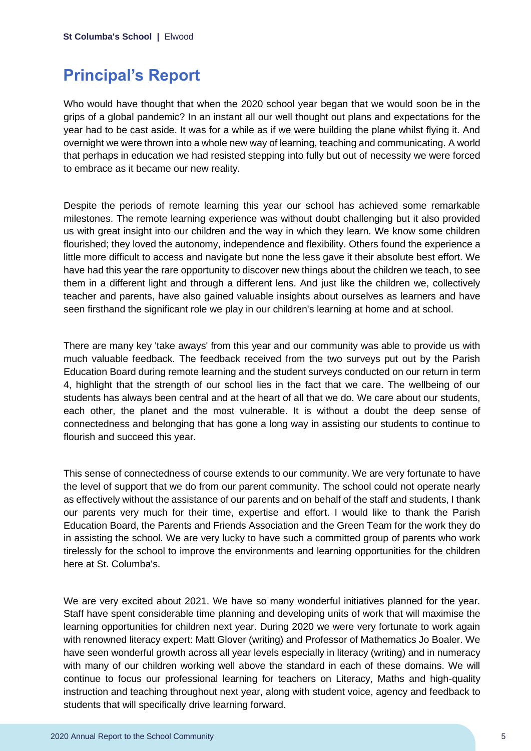# Principal's Report

Who would have thought that when the 2020 school year began that we would soon be in the grips of a global pandemic? In an instant all our well thought out plans and expectations for the year had to be cast aside. It was for a while as if we were building the plane whilst flying it. And overnight we were thrown into a whole new way of learning, teaching and communicating. A world that perhaps in education we had resisted stepping into fully but out of necessity we were forced to embrace as it became our new reality.

Despite the periods of remote learning this year our school has achieved some remarkable milestones. The remote learning experience was without doubt challenging but it also provided us with great insight into our children and the way in which they learn. We know some children flourished; they loved the autonomy, independence and flexibility. Others found the experience a little more difficult to access and navigate but none the less gave it their absolute best effort. We have had this year the rare opportunity to discover new things about the children we teach, to see them in a different light and through a different lens. And just like the children we, collectively teacher and parents, have also gained valuable insights about ourselves as learners and have seen firsthand the significant role we play in our children's learning at home and at school.

There are many key 'take aways' from this year and our community was able to provide us with much valuable feedback. The feedback received from the two surveys put out by the Parish Education Board during remote learning and the student surveys conducted on our return in term 4, highlight that the strength of our school lies in the fact that we care. The wellbeing of our students has always been central and at the heart of all that we do. We care about our students, each other, the planet and the most vulnerable. It is without a doubt the deep sense of connectedness and belonging that has gone a long way in assisting our students to continue to flourish and succeed this year.

This sense of connectedness of course extends to our community. We are very fortunate to have the level of support that we do from our parent community. The school could not operate nearly as effectively without the assistance of our parents and on behalf of the staff and students, I thank our parents very much for their time, expertise and effort. I would like to thank the Parish Education Board, the Parents and Friends Association and the Green Team for the work they do in assisting the school. We are very lucky to have such a committed group of parents who work tirelessly for the school to improve the environments and learning opportunities for the children here at St. Columba's.

We are very excited about 2021. We have so many wonderful initiatives planned for the year. Staff have spent considerable time planning and developing units of work that will maximise the learning opportunities for children next year. During 2020 we were very fortunate to work again with renowned literacy expert: Matt Glover (writing) and Professor of Mathematics Jo Boaler. We have seen wonderful growth across all year levels especially in literacy (writing) and in numeracy with many of our children working well above the standard in each of these domains. We will continue to focus our professional learning for teachers on Literacy, Maths and high-quality instruction and teaching throughout next year, along with student voice, agency and feedback to students that will specifically drive learning forward.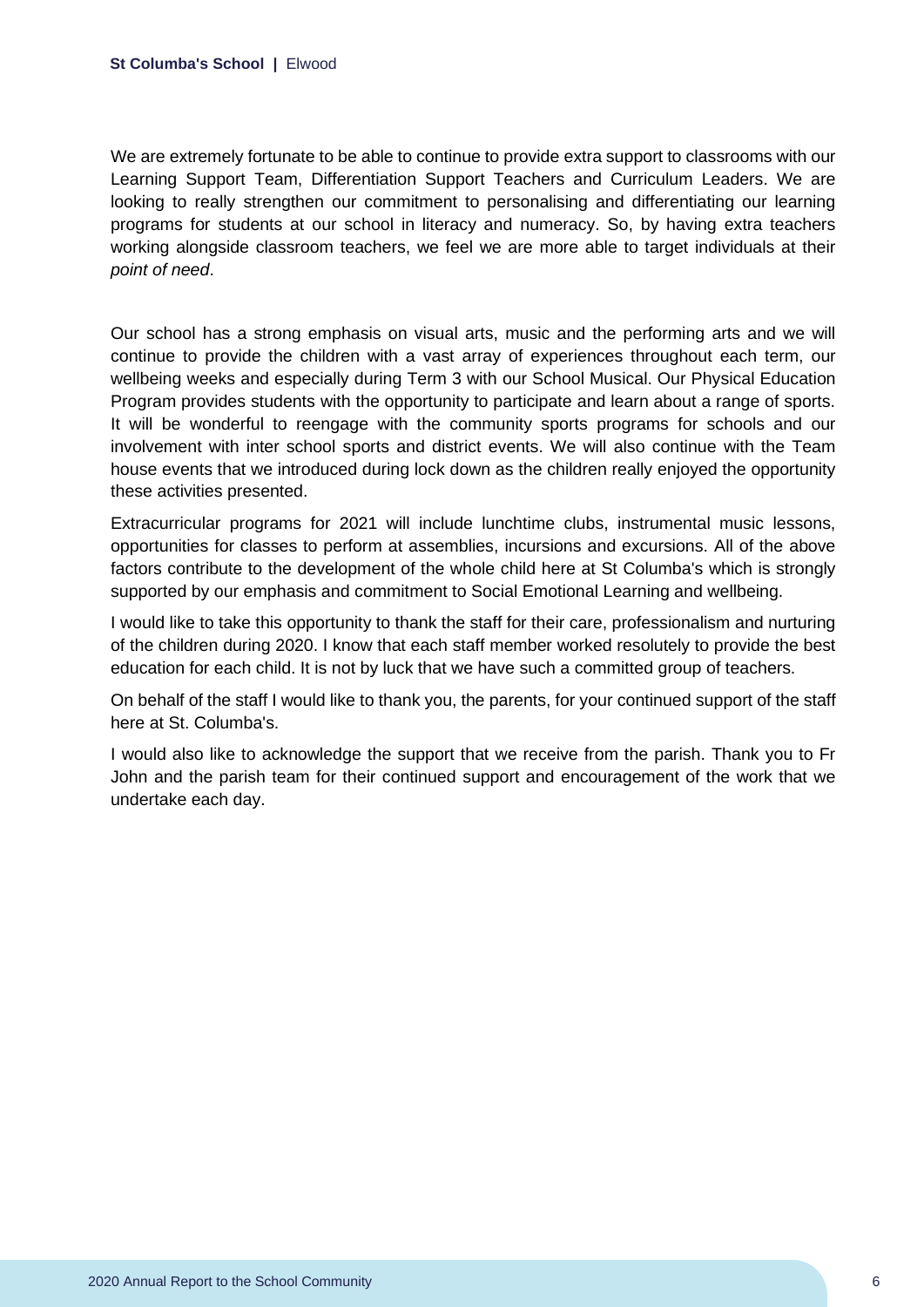We are extremely fortunate to be able to continue to provide extra support to classrooms with our Learning Support Team, Differentiation Support Teachers and Curriculum Leaders. We are looking to really strengthen our commitment to personalising and differentiating our learning programs for students at our school in literacy and numeracy. So, by having extra teachers working alongside classroom teachers, we feel we are more able to target individuals at their *point of need*.

Our school has a strong emphasis on visual arts, music and the performing arts and we will continue to provide the children with a vast array of experiences throughout each term, our wellbeing weeks and especially during Term 3 with our School Musical. Our Physical Education Program provides students with the opportunity to participate and learn about a range of sports. It will be wonderful to reengage with the community sports programs for schools and our involvement with inter school sports and district events. We will also continue with the Team house events that we introduced during lock down as the children really enjoyed the opportunity these activities presented.

Extracurricular programs for 2021 will include lunchtime clubs, instrumental music lessons, opportunities for classes to perform at assemblies, incursions and excursions. All of the above factors contribute to the development of the whole child here at St Columba's which is strongly supported by our emphasis and commitment to Social Emotional Learning and wellbeing.

I would like to take this opportunity to thank the staff for their care, professionalism and nurturing of the children during 2020. I know that each staff member worked resolutely to provide the best education for each child. It is not by luck that we have such a committed group of teachers.

On behalf of the staff I would like to thank you, the parents, for your continued support of the staff here at St. Columba's.

I would also like to acknowledge the support that we receive from the parish. Thank you to Fr John and the parish team for their continued support and encouragement of the work that we undertake each day.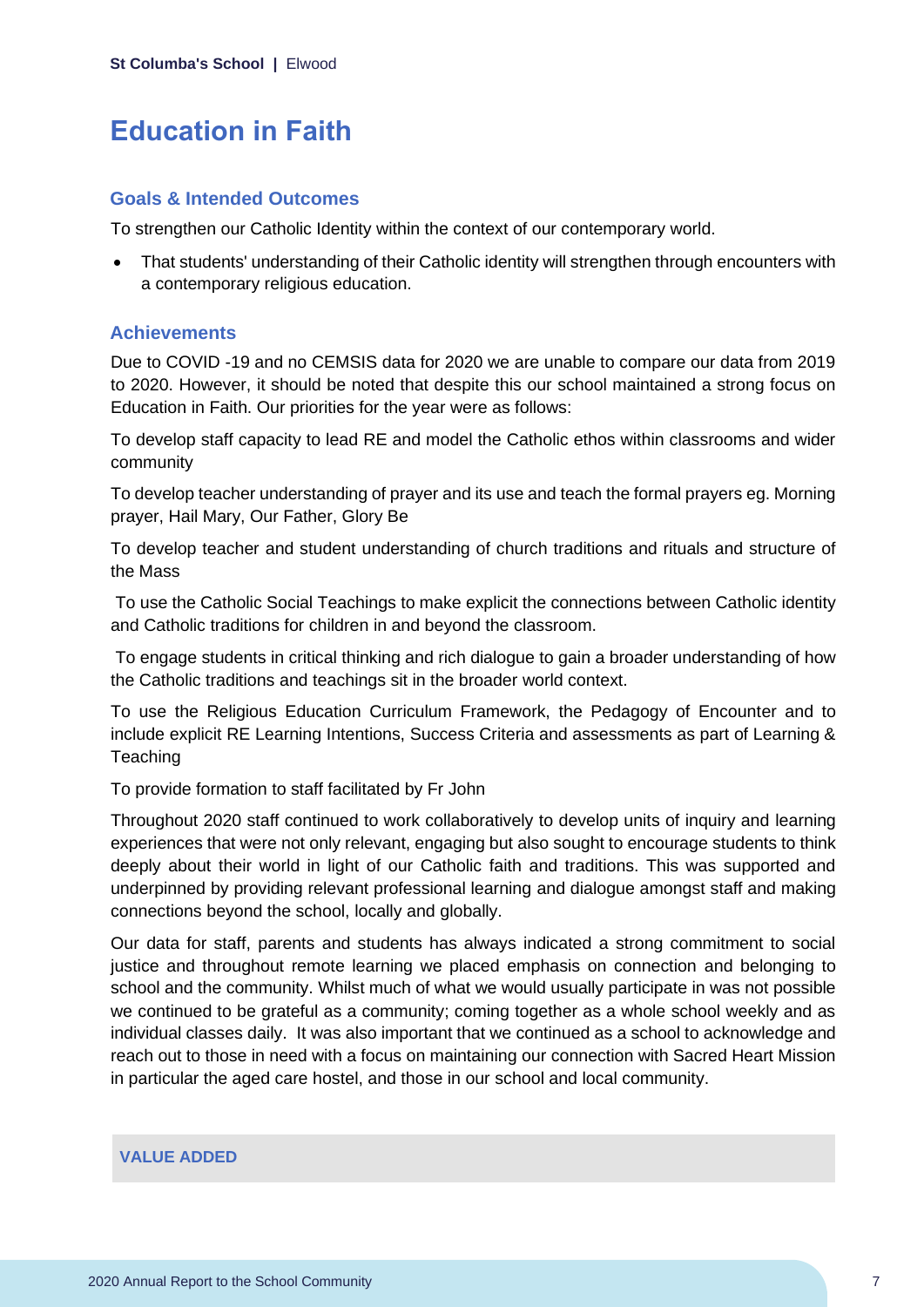# Education in Faith

## Goals & Intended Outcomes

To strengthen our Catholic Identity within the context of our contemporary world.

- That students' understanding of their Catholic identity will strengthen through encounters with a contemporary religious education.

## Achievements

Due to COVID -19 and no CEMSIS data for 2020 we are unable to compare our data from 2019 to 2020. However, it should be noted that despite this our school maintained a strong focus on Education in Faith. Our priorities for the year were as follows:

To develop staff capacity to lead RE and model the Catholic ethos within classrooms and wider community

To develop teacher understanding of prayer and its use and teach the formal prayers eg. Morning prayer, Hail Mary, Our Father, Glory Be

To develop teacher and student understanding of church traditions and rituals and structure of the Mass

To use the Catholic Social Teachings to make explicit the connections between Catholic identity and Catholic traditions for children in and beyond the classroom.

To engage students in critical thinking and rich dialogue to gain a broader understanding of how the Catholic traditions and teachings sit in the broader world context.

To use the Religious Education Curriculum Framework, the Pedagogy of Encounter and to include explicit RE Learning Intentions, Success Criteria and assessments as part of Learning & Teaching

To provide formation to staff facilitated by Fr John

Throughout 2020 staff continued to work collaboratively to develop units of inquiry and learning experiences that were not only relevant, engaging but also sought to encourage students to think deeply about their world in light of our Catholic faith and traditions. This was supported and underpinned by providing relevant professional learning and dialogue amongst staff and making connections beyond the school, locally and globally.

Our data for staff, parents and students has always indicated a strong commitment to social justice and throughout remote learning we placed emphasis on connection and belonging to school and the community. Whilst much of what we would usually participate in was not possible we continued to be grateful as a community; coming together as a whole school weekly and as individual classes daily. It was also important that we continued as a school to acknowledge and reach out to those in need with a focus on maintaining our connection with Sacred Heart Mission in particular the aged care hostel, and those in our school and local community.

### VALUE ADDED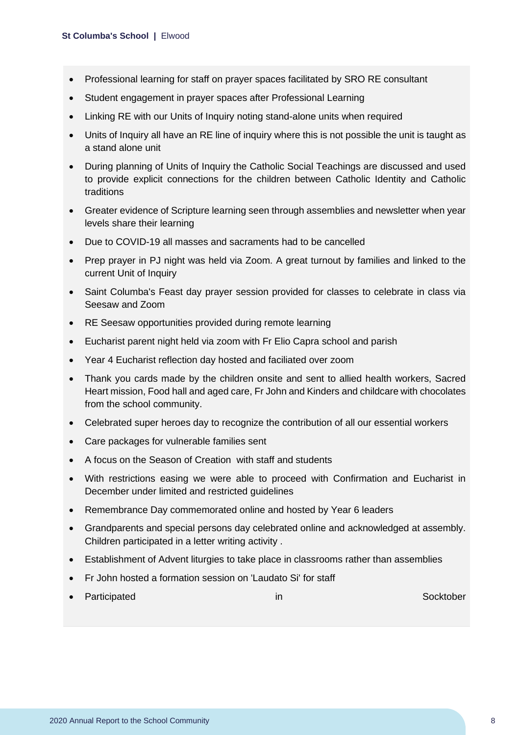- Professional learning for staff on prayer spaces facilitated by SRO RE consultant
- Student engagement in prayer spaces after Professional Learning
- Linking RE with our Units of Inquiry noting stand-alone units when required
- Units of Inquiry all have an RE line of inquiry where this is not possible the unit is taught as a stand alone unit
- During planning of Units of Inquiry the Catholic Social Teachings are discussed and used to provide explicit connections for the children between Catholic Identity and Catholic traditions
- Greater evidence of Scripture learning seen through assemblies and newsletter when year levels share their learning
- Due to COVID-19 all masses and sacraments had to be cancelled
- Prep prayer in PJ night was held via Zoom. A great turnout by families and linked to the current Unit of Inquiry
- Saint Columba's Feast day prayer session provided for classes to celebrate in class via Seesaw and Zoom
- RE Seesaw opportunities provided during remote learning
- Eucharist parent night held via zoom with Fr Elio Capra school and parish
- Year 4 Eucharist reflection day hosted and faciliated over zoom
- Thank you cards made by the children onsite and sent to allied health workers, Sacred Heart mission, Food hall and aged care, Fr John and Kinders and childcare with chocolates from the school community.
- Celebrated super heroes day to recognize the contribution of all our essential workers
- Care packages for vulnerable families sent
- A focus on the Season of Creation with staff and students
- With restrictions easing we were able to proceed with Confirmation and Eucharist in December under limited and restricted guidelines
- Remembrance Day commemorated online and hosted by Year 6 leaders
- Grandparents and special persons day celebrated online and acknowledged at assembly. Children participated in a letter writing activity .
- Establishment of Advent liturgies to take place in classrooms rather than assemblies
- Fr John hosted a formation session on 'Laudato Si' for staff
- Participated in Socktober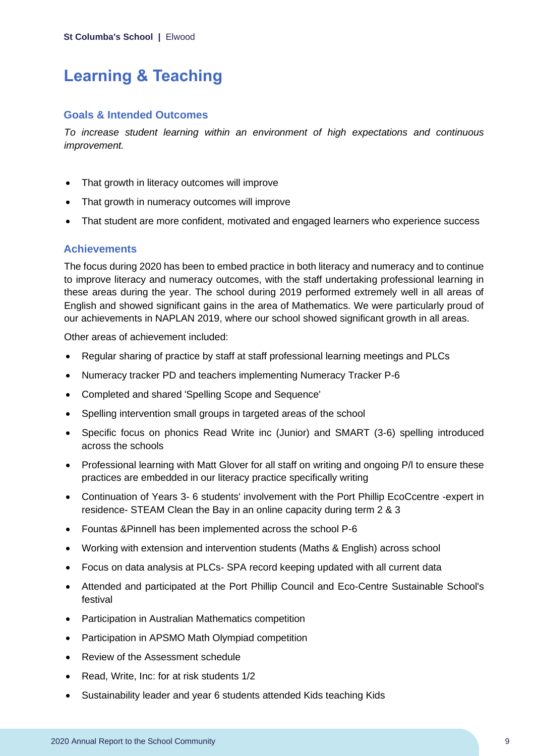# Learning & Teaching

## Goals & Intended Outcomes

*To increase student learning within an environment of high expectations and continuous improvement.*

- That growth in literacy outcomes will improve
- That growth in numeracy outcomes will improve
- That student are more confident, motivated and engaged learners who experience success

## Achievements

The focus during 2020 has been to embed practice in both literacy and numeracy and to continue to improve literacy and numeracy outcomes, with the staff undertaking professional learning in these areas during the year. The school during 2019 performed extremely well in all areas of English and showed significant gains in the area of Mathematics. We were particularly proud of our achievements in NAPLAN 2019, where our school showed significant growth in all areas.

Other areas of achievement included:

- Regular sharing of practice by staff at staff professional learning meetings and PLCs
- Numeracy tracker PD and teachers implementing Numeracy Tracker P-6
- Completed and shared 'Spelling Scope and Sequence'
- Spelling intervention small groups in targeted areas of the school
- Specific focus on phonics Read Write inc (Junior) and SMART (3-6) spelling introduced across the schools
- Professional learning with Matt Glover for all staff on writing and ongoing P/l to ensure these practices are embedded in our literacy practice specifically writing
- Continuation of Years 3- 6 students' involvement with the Port Phillip EcoCcentre -expert in residence- STEAM Clean the Bay in an online capacity during term 2 & 3
- Fountas &Pinnell has been implemented across the school P-6
- Working with extension and intervention students (Maths & English) across school
- Focus on data analysis at PLCs- SPA record keeping updated with all current data
- Attended and participated at the Port Phillip Council and Eco-Centre Sustainable School's festival
- Participation in Australian Mathematics competition
- Participation in APSMO Math Olympiad competition
- Review of the Assessment schedule
- Read, Write, Inc: for at risk students 1/2
- Sustainability leader and year 6 students attended Kids teaching Kids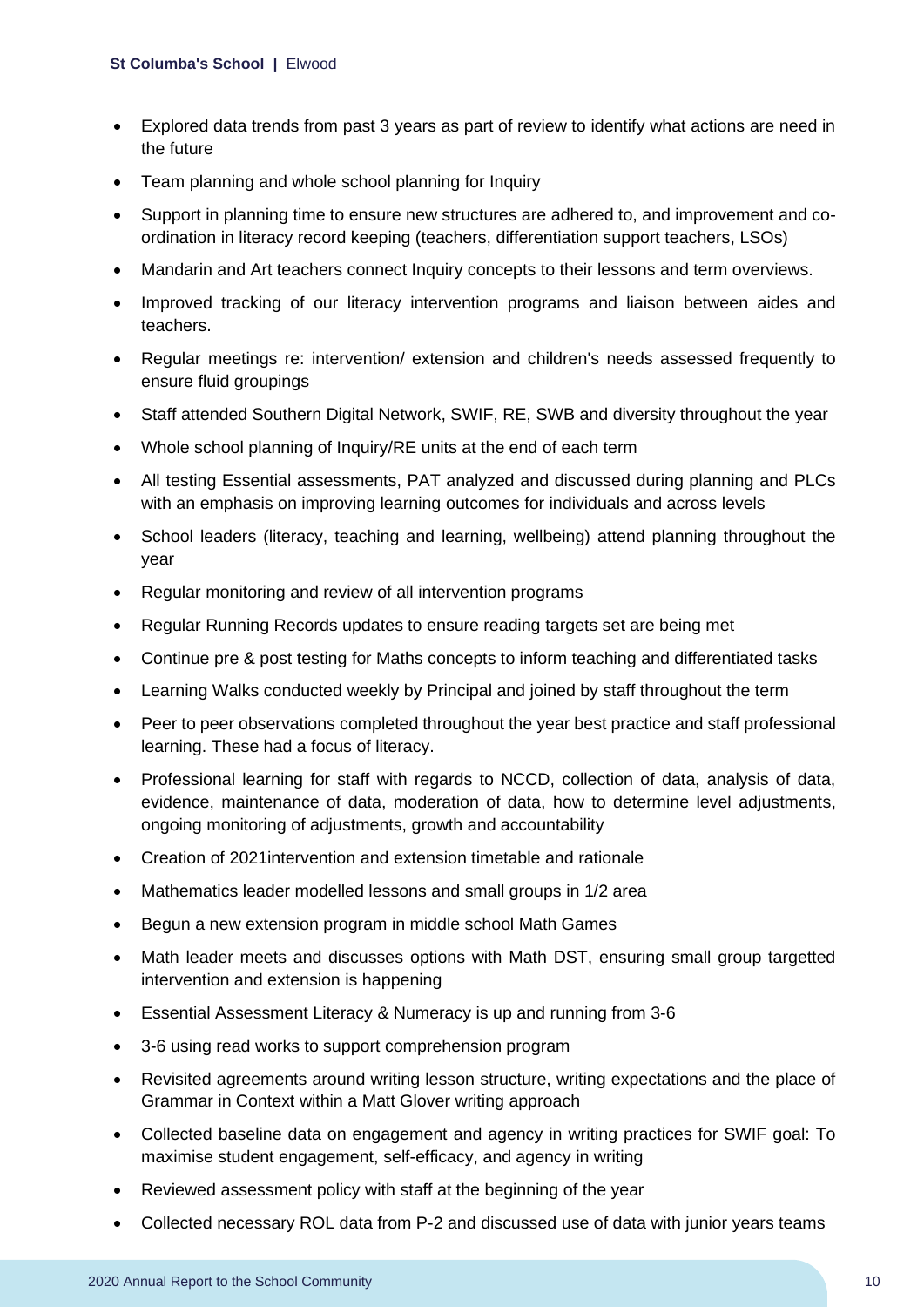- Explored data trends from past 3 years as part of review to identify what actions are need in the future
- Team planning and whole school planning for Inquiry
- Support in planning time to ensure new structures are adhered to, and improvement and co-ordination in literacy record keeping (teachers, differentiation support teachers, LSOs)
- Mandarin and Art teachers connect Inquiry concepts to their lessons and term overviews.
- Improved tracking of our literacy intervention programs and liaison between aides and teachers.
- Regular meetings re: intervention/ extension and children's needs assessed frequently to ensure fluid groupings
- Staff attended Southern Digital Network, SWIF, RE, SWB and diversity throughout the year
- Whole school planning of Inquiry/RE units at the end of each term
- All testing Essential assessments, PAT analyzed and discussed during planning and PLCs with an emphasis on improving learning outcomes for individuals and across levels
- School leaders (literacy, teaching and learning, wellbeing) attend planning throughout the year
- Regular monitoring and review of all intervention programs
- Regular Running Records updates to ensure reading targets set are being met
- Continue pre & post testing for Maths concepts to inform teaching and differentiated tasks
- Learning Walks conducted weekly by Principal and joined by staff throughout the term
- Peer to peer observations completed throughout the year best practice and staff professional learning. These had a focus of literacy.
- Professional learning for staff with regards to NCCD, collection of data, analysis of data, evidence, maintenance of data, moderation of data, how to determine level adjustments, ongoing monitoring of adjustments, growth and accountability
- Creation of 2021intervention and extension timetable and rationale
- Mathematics leader modelled lessons and small groups in 1/2 area
- Begun a new extension program in middle school Math Games
- Math leader meets and discusses options with Math DST, ensuring small group targetted intervention and extension is happening
- Essential Assessment Literacy & Numeracy is up and running from 3-6
- 3-6 using read works to support comprehension program
- Revisited agreements around writing lesson structure, writing expectations and the place of Grammar in Context within a Matt Glover writing approach
- Collected baseline data on engagement and agency in writing practices for SWIF goal: To maximise student engagement, self-efficacy, and agency in writing
- Reviewed assessment policy with staff at the beginning of the year
- Collected necessary ROL data from P-2 and discussed use of data with junior years teams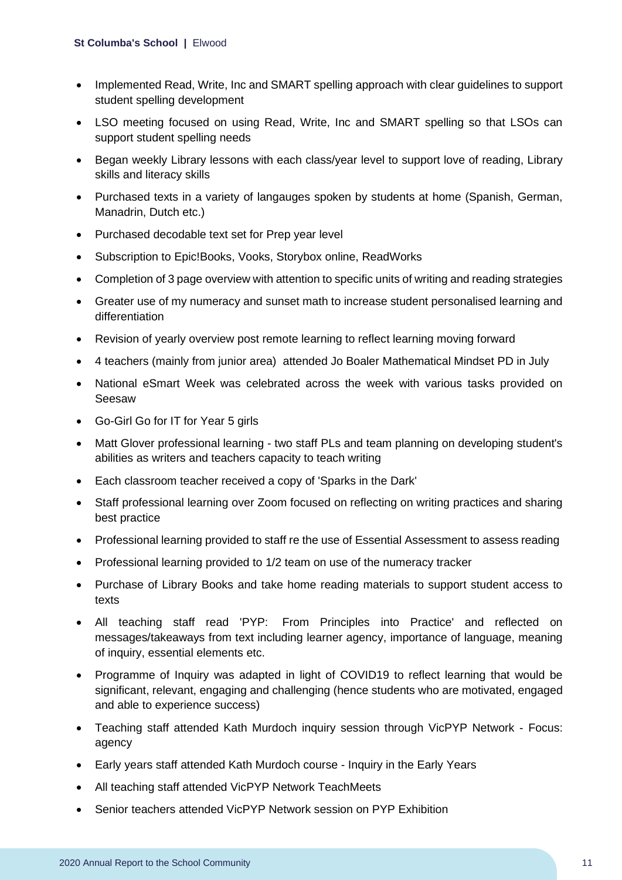- Implemented Read, Write, Inc and SMART spelling approach with clear guidelines to support student spelling development
- LSO meeting focused on using Read, Write, Inc and SMART spelling so that LSOs can support student spelling needs
- Began weekly Library lessons with each class/year level to support love of reading, Library skills and literacy skills
- Purchased texts in a variety of langauges spoken by students at home (Spanish, German, Manadrin, Dutch etc.)
- Purchased decodable text set for Prep year level
- Subscription to Epic!Books, Vooks, Storybox online, ReadWorks
- Completion of 3 page overview with attention to specific units of writing and reading strategies
- Greater use of my numeracy and sunset math to increase student personalised learning and differentiation
- Revision of yearly overview post remote learning to reflect learning moving forward
- 4 teachers (mainly from junior area) attended Jo Boaler Mathematical Mindset PD in July
- National eSmart Week was celebrated across the week with various tasks provided on Seesaw
- Go-Girl Go for IT for Year 5 girls
- Matt Glover professional learning - two staff PLs and team planning on developing student's abilities as writers and teachers capacity to teach writing
- Each classroom teacher received a copy of 'Sparks in the Dark'
- Staff professional learning over Zoom focused on reflecting on writing practices and sharing best practice
- Professional learning provided to staff re the use of Essential Assessment to assess reading
- Professional learning provided to 1/2 team on use of the numeracy tracker
- Purchase of Library Books and take home reading materials to support student access to texts
- All teaching staff read 'PYP: From Principles into Practice' and reflected on messages/takeaways from text including learner agency, importance of language, meaning of inquiry, essential elements etc.
- Programme of Inquiry was adapted in light of COVID19 to reflect learning that would be significant, relevant, engaging and challenging (hence students who are motivated, engaged and able to experience success)
- Teaching staff attended Kath Murdoch inquiry session through VicPYP Network - Focus: agency
- Early years staff attended Kath Murdoch course - Inquiry in the Early Years
- All teaching staff attended VicPYP Network TeachMeets
- Senior teachers attended VicPYP Network session on PYP Exhibition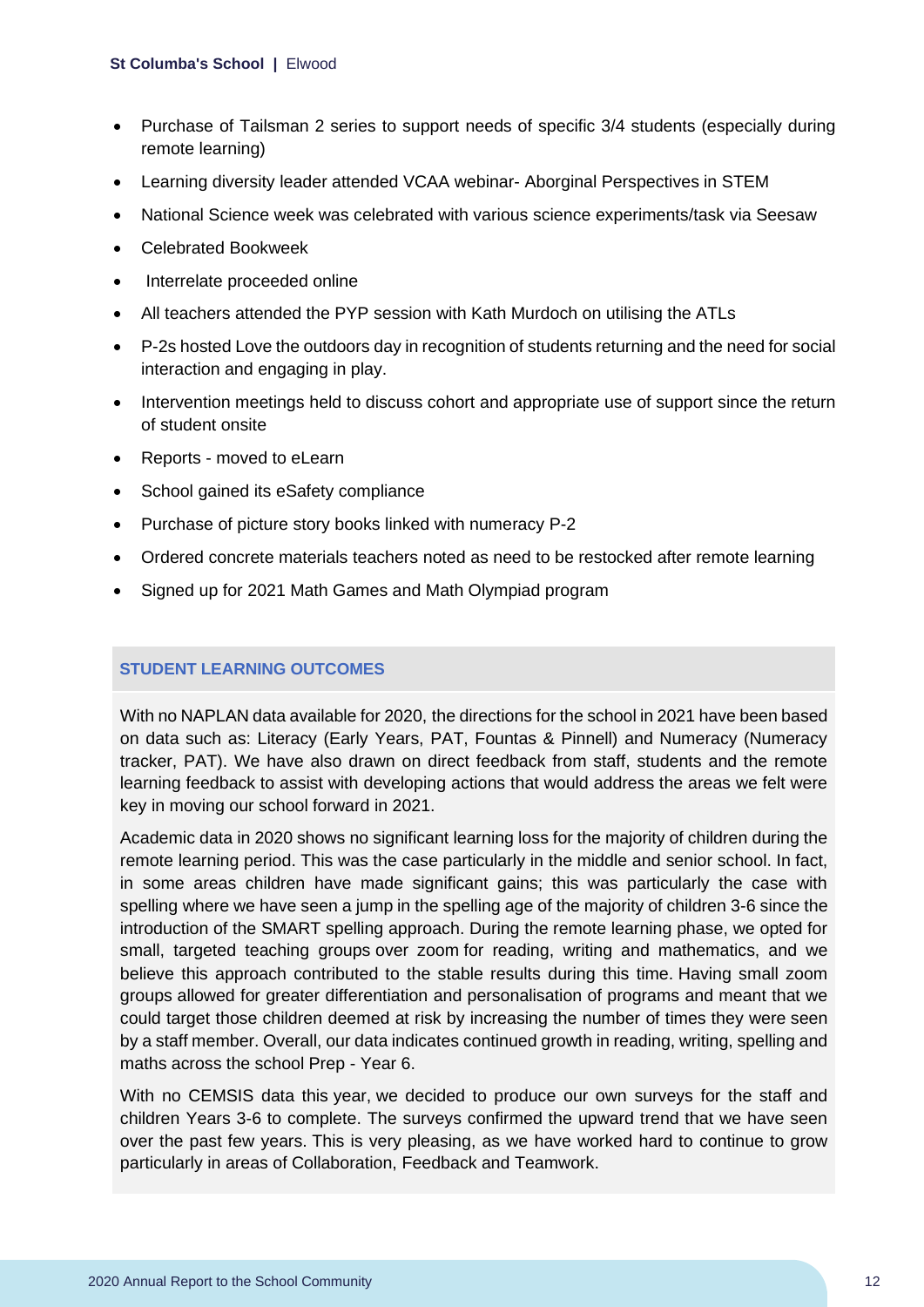- Purchase of Tailsman 2 series to support needs of specific 3/4 students (especially during remote learning)
- Learning diversity leader attended VCAA webinar- Aborginal Perspectives in STEM
- National Science week was celebrated with various science experiments/task via Seesaw
- Celebrated Bookweek
- Interrelate proceeded online
- All teachers attended the PYP session with Kath Murdoch on utilising the ATLs
- P-2s hosted Love the outdoors day in recognition of students returning and the need for social interaction and engaging in play.
- Intervention meetings held to discuss cohort and appropriate use of support since the return of student onsite
- Reports - moved to eLearn
- School gained its eSafety compliance
- Purchase of picture story books linked with numeracy P-2
- Ordered concrete materials teachers noted as need to be restocked after remote learning
- Signed up for 2021 Math Games and Math Olympiad program

## STUDENT LEARNING OUTCOMES

With no NAPLAN data available for 2020, the directions for the school in 2021 have been based on data such as: Literacy (Early Years, PAT, Fountas & Pinnell) and Numeracy (Numeracy tracker, PAT). We have also drawn on direct feedback from staff, students and the remote learning feedback to assist with developing actions that would address the areas we felt were key in moving our school forward in 2021.

Academic data in 2020 shows no significant learning loss for the majority of children during the remote learning period. This was the case particularly in the middle and senior school. In fact, in some areas children have made significant gains; this was particularly the case with spelling where we have seen a jump in the spelling age of the majority of children 3-6 since the introduction of the SMART spelling approach. During the remote learning phase, we opted for small, targeted teaching groups over zoom for reading, writing and mathematics, and we believe this approach contributed to the stable results during this time. Having small zoom groups allowed for greater differentiation and personalisation of programs and meant that we could target those children deemed at risk by increasing the number of times they were seen by a staff member. Overall, our data indicates continued growth in reading, writing, spelling and maths across the school Prep - Year 6.

With no CEMSIS data this year, we decided to produce our own surveys for the staff and children Years 3-6 to complete. The surveys confirmed the upward trend that we have seen over the past few years. This is very pleasing, as we have worked hard to continue to grow particularly in areas of Collaboration, Feedback and Teamwork.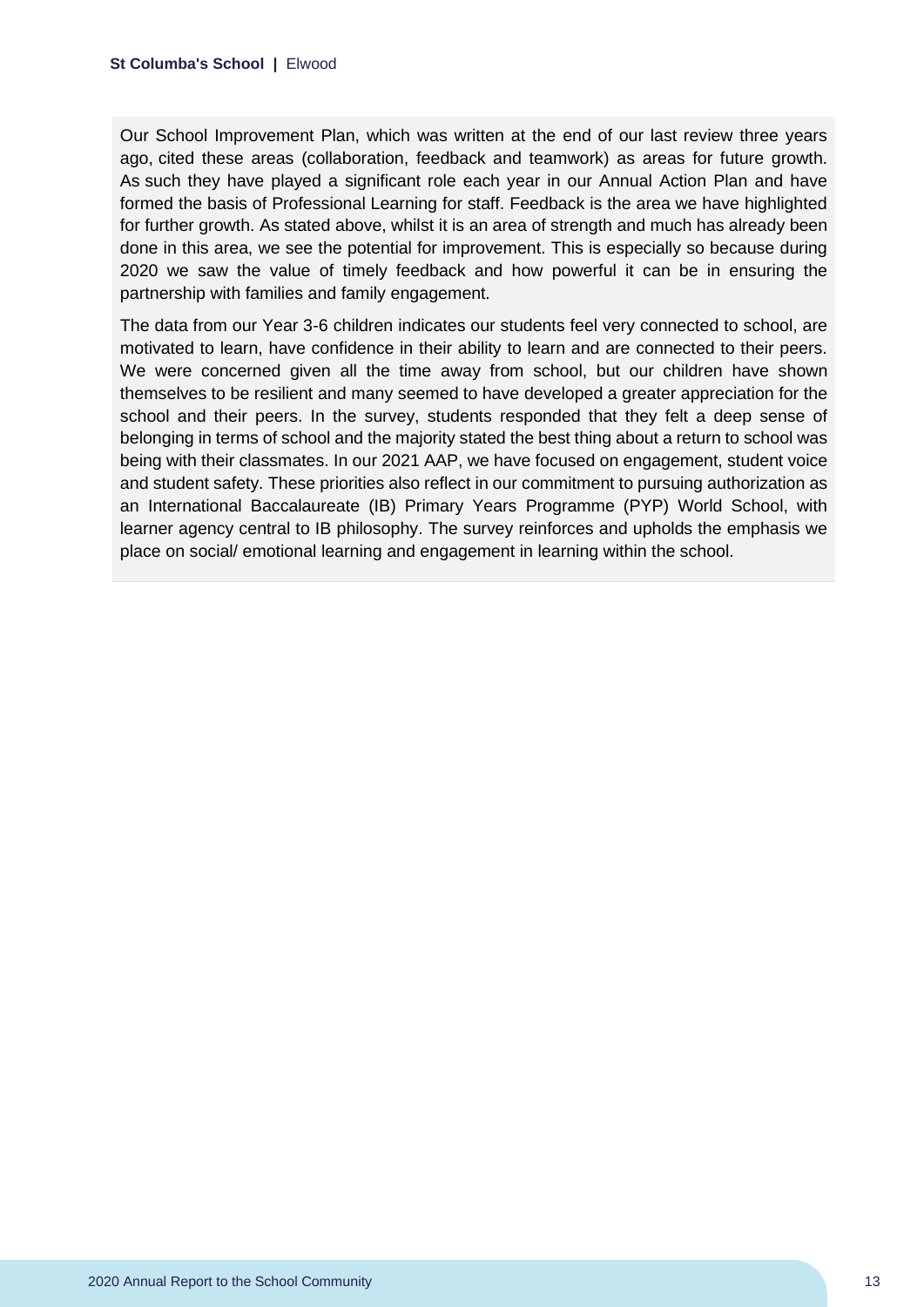Our School Improvement Plan, which was written at the end of our last review three years ago, cited these areas (collaboration, feedback and teamwork) as areas for future growth. As such they have played a significant role each year in our Annual Action Plan and have formed the basis of Professional Learning for staff. Feedback is the area we have highlighted for further growth. As stated above, whilst it is an area of strength and much has already been done in this area, we see the potential for improvement. This is especially so because during 2020 we saw the value of timely feedback and how powerful it can be in ensuring the partnership with families and family engagement.

The data from our Year 3-6 children indicates our students feel very connected to school, are motivated to learn, have confidence in their ability to learn and are connected to their peers. We were concerned given all the time away from school, but our children have shown themselves to be resilient and many seemed to have developed a greater appreciation for the school and their peers. In the survey, students responded that they felt a deep sense of belonging in terms of school and the majority stated the best thing about a return to school was being with their classmates. In our 2021 AAP, we have focused on engagement, student voice and student safety. These priorities also reflect in our commitment to pursuing authorization as an International Baccalaureate (IB) Primary Years Programme (PYP) World School, with learner agency central to IB philosophy. The survey reinforces and upholds the emphasis we place on social/ emotional learning and engagement in learning within the school.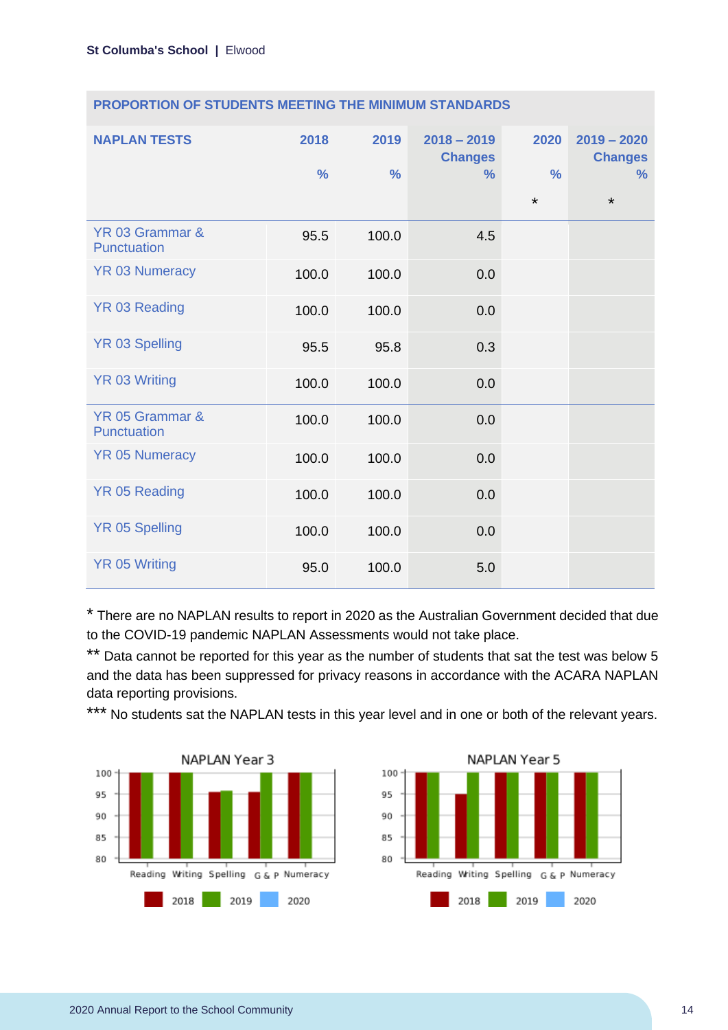## PROPORTION OF STUDENTS MEETING THE MINIMUM STANDARDS

| NAPLAN TESTS | 2018 % | 2019 % | 2018 – 2019 Changes % | 2020 % * | 2019 – 2020 Changes % * |
|---|---|---|---|---|---|
| YR 03 Grammar & Punctuation | 95.5 | 100.0 | 4.5 | | |
| YR 03 Numeracy | 100.0 | 100.0 | 0.0 | | |
| YR 03 Reading | 100.0 | 100.0 | 0.0 | | |
| YR 03 Spelling | 95.5 | 95.8 | 0.3 | | |
| YR 03 Writing | 100.0 | 100.0 | 0.0 | | |
| YR 05 Grammar & Punctuation | 100.0 | 100.0 | 0.0 | | |
| YR 05 Numeracy | 100.0 | 100.0 | 0.0 | | |
| YR 05 Reading | 100.0 | 100.0 | 0.0 | | |
| YR 05 Spelling | 100.0 | 100.0 | 0.0 | | |
| YR 05 Writing | 95.0 | 100.0 | 5.0 | | |

* There are no NAPLAN results to report in 2020 as the Australian Government decided that due to the COVID-19 pandemic NAPLAN Assessments would not take place.

** Data cannot be reported for this year as the number of students that sat the test was below 5 and the data has been suppressed for privacy reasons in accordance with the ACARA NAPLAN data reporting provisions.

*** No students sat the NAPLAN tests in this year level and in one or both of the relevant years.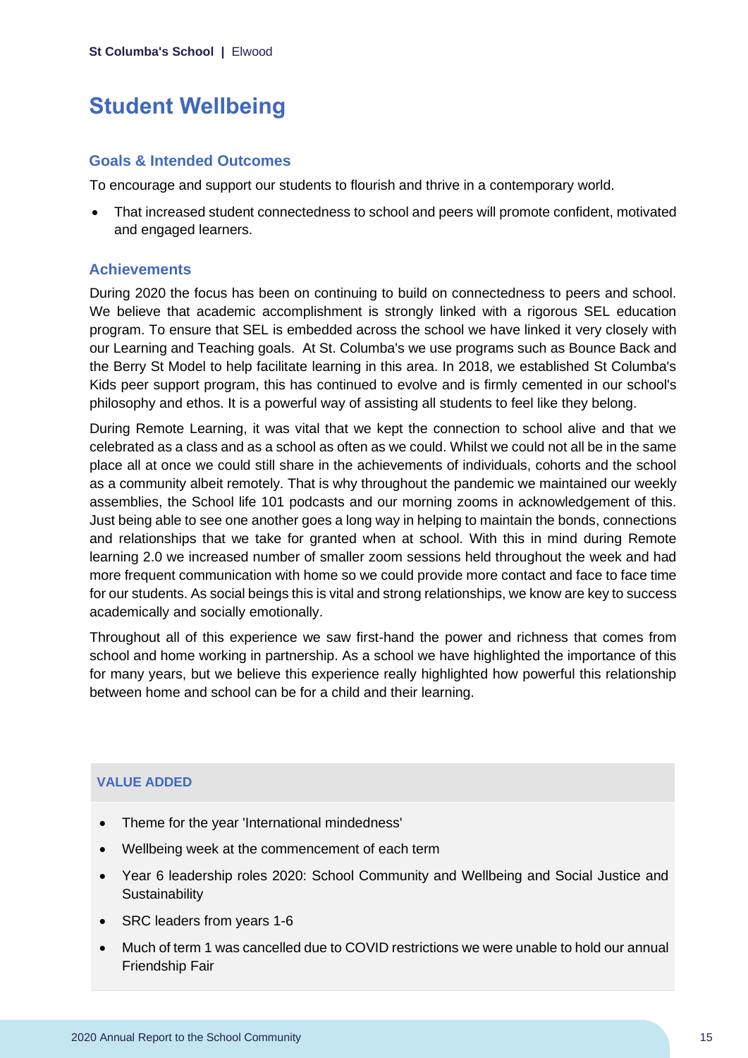# Student Wellbeing

## Goals & Intended Outcomes

To encourage and support our students to flourish and thrive in a contemporary world.

- That increased student connectedness to school and peers will promote confident, motivated and engaged learners.

## Achievements

During 2020 the focus has been on continuing to build on connectedness to peers and school. We believe that academic accomplishment is strongly linked with a rigorous SEL education program. To ensure that SEL is embedded across the school we have linked it very closely with our Learning and Teaching goals. At St. Columba's we use programs such as Bounce Back and the Berry St Model to help facilitate learning in this area. In 2018, we established St Columba's Kids peer support program, this has continued to evolve and is firmly cemented in our school's philosophy and ethos. It is a powerful way of assisting all students to feel like they belong.

During Remote Learning, it was vital that we kept the connection to school alive and that we celebrated as a class and as a school as often as we could. Whilst we could not all be in the same place all at once we could still share in the achievements of individuals, cohorts and the school as a community albeit remotely. That is why throughout the pandemic we maintained our weekly assemblies, the School life 101 podcasts and our morning zooms in acknowledgement of this. Just being able to see one another goes a long way in helping to maintain the bonds, connections and relationships that we take for granted when at school. With this in mind during Remote learning 2.0 we increased number of smaller zoom sessions held throughout the week and had more frequent communication with home so we could provide more contact and face to face time for our students. As social beings this is vital and strong relationships, we know are key to success academically and socially emotionally.

Throughout all of this experience we saw first-hand the power and richness that comes from school and home working in partnership. As a school we have highlighted the importance of this for many years, but we believe this experience really highlighted how powerful this relationship between home and school can be for a child and their learning.

### VALUE ADDED

- Theme for the year 'International mindedness'
- Wellbeing week at the commencement of each term
- Year 6 leadership roles 2020: School Community and Wellbeing and Social Justice and Sustainability
- SRC leaders from years 1-6
- Much of term 1 was cancelled due to COVID restrictions we were unable to hold our annual Friendship Fair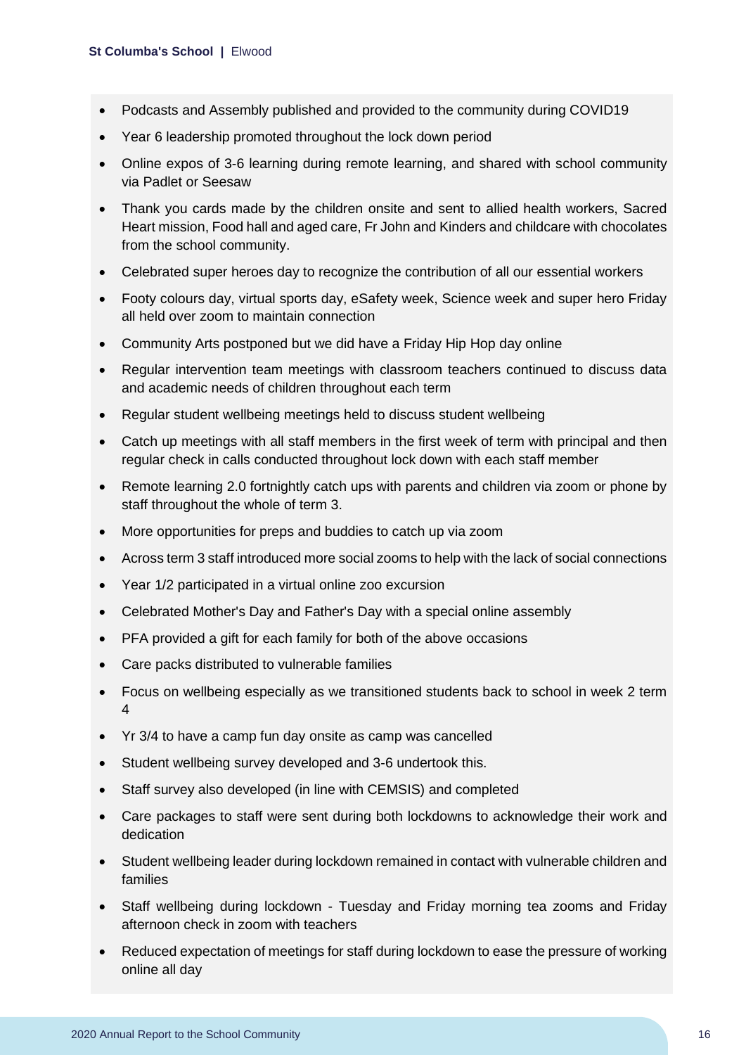- Podcasts and Assembly published and provided to the community during COVID19
- Year 6 leadership promoted throughout the lock down period
- Online expos of 3-6 learning during remote learning, and shared with school community via Padlet or Seesaw
- Thank you cards made by the children onsite and sent to allied health workers, Sacred Heart mission, Food hall and aged care, Fr John and Kinders and childcare with chocolates from the school community.
- Celebrated super heroes day to recognize the contribution of all our essential workers
- Footy colours day, virtual sports day, eSafety week, Science week and super hero Friday all held over zoom to maintain connection
- Community Arts postponed but we did have a Friday Hip Hop day online
- Regular intervention team meetings with classroom teachers continued to discuss data and academic needs of children throughout each term
- Regular student wellbeing meetings held to discuss student wellbeing
- Catch up meetings with all staff members in the first week of term with principal and then regular check in calls conducted throughout lock down with each staff member
- Remote learning 2.0 fortnightly catch ups with parents and children via zoom or phone by staff throughout the whole of term 3.
- More opportunities for preps and buddies to catch up via zoom
- Across term 3 staff introduced more social zooms to help with the lack of social connections
- Year 1/2 participated in a virtual online zoo excursion
- Celebrated Mother's Day and Father's Day with a special online assembly
- PFA provided a gift for each family for both of the above occasions
- Care packs distributed to vulnerable families
- Focus on wellbeing especially as we transitioned students back to school in week 2 term 4
- Yr 3/4 to have a camp fun day onsite as camp was cancelled
- Student wellbeing survey developed and 3-6 undertook this.
- Staff survey also developed (in line with CEMSIS) and completed
- Care packages to staff were sent during both lockdowns to acknowledge their work and dedication
- Student wellbeing leader during lockdown remained in contact with vulnerable children and families
- Staff wellbeing during lockdown - Tuesday and Friday morning tea zooms and Friday afternoon check in zoom with teachers
- Reduced expectation of meetings for staff during lockdown to ease the pressure of working online all day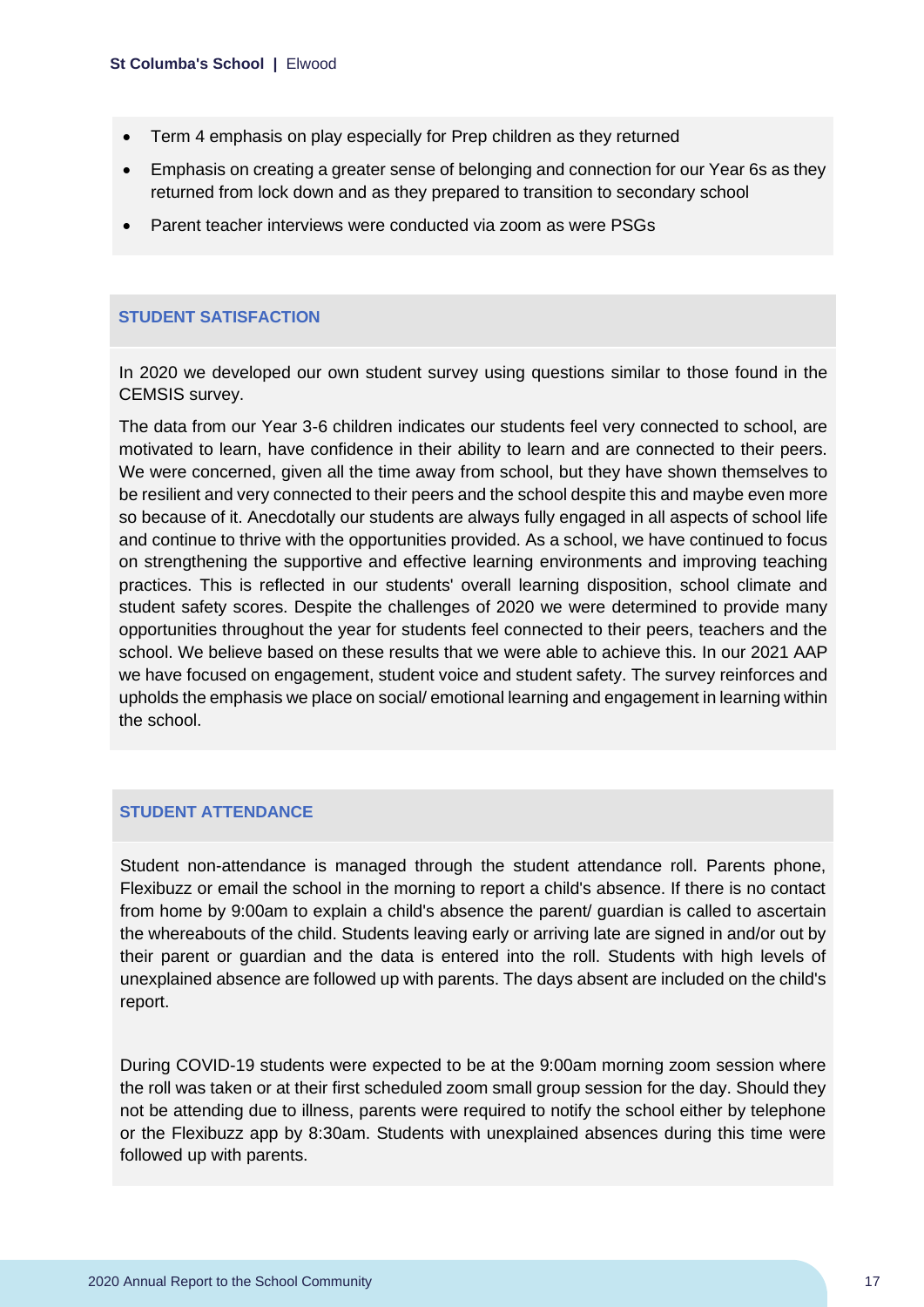- Term 4 emphasis on play especially for Prep children as they returned
- Emphasis on creating a greater sense of belonging and connection for our Year 6s as they returned from lock down and as they prepared to transition to secondary school
- Parent teacher interviews were conducted via zoom as were PSGs

## STUDENT SATISFACTION

In 2020 we developed our own student survey using questions similar to those found in the CEMSIS survey.

The data from our Year 3-6 children indicates our students feel very connected to school, are motivated to learn, have confidence in their ability to learn and are connected to their peers. We were concerned, given all the time away from school, but they have shown themselves to be resilient and very connected to their peers and the school despite this and maybe even more so because of it. Anecdotally our students are always fully engaged in all aspects of school life and continue to thrive with the opportunities provided. As a school, we have continued to focus on strengthening the supportive and effective learning environments and improving teaching practices. This is reflected in our students' overall learning disposition, school climate and student safety scores. Despite the challenges of 2020 we were determined to provide many opportunities throughout the year for students feel connected to their peers, teachers and the school. We believe based on these results that we were able to achieve this. In our 2021 AAP we have focused on engagement, student voice and student safety. The survey reinforces and upholds the emphasis we place on social/ emotional learning and engagement in learning within the school.

## STUDENT ATTENDANCE

Student non-attendance is managed through the student attendance roll. Parents phone, Flexibuzz or email the school in the morning to report a child's absence. If there is no contact from home by 9:00am to explain a child's absence the parent/ guardian is called to ascertain the whereabouts of the child. Students leaving early or arriving late are signed in and/or out by their parent or guardian and the data is entered into the roll. Students with high levels of unexplained absence are followed up with parents. The days absent are included on the child's report.

During COVID-19 students were expected to be at the 9:00am morning zoom session where the roll was taken or at their first scheduled zoom small group session for the day. Should they not be attending due to illness, parents were required to notify the school either by telephone or the Flexibuzz app by 8:30am. Students with unexplained absences during this time were followed up with parents.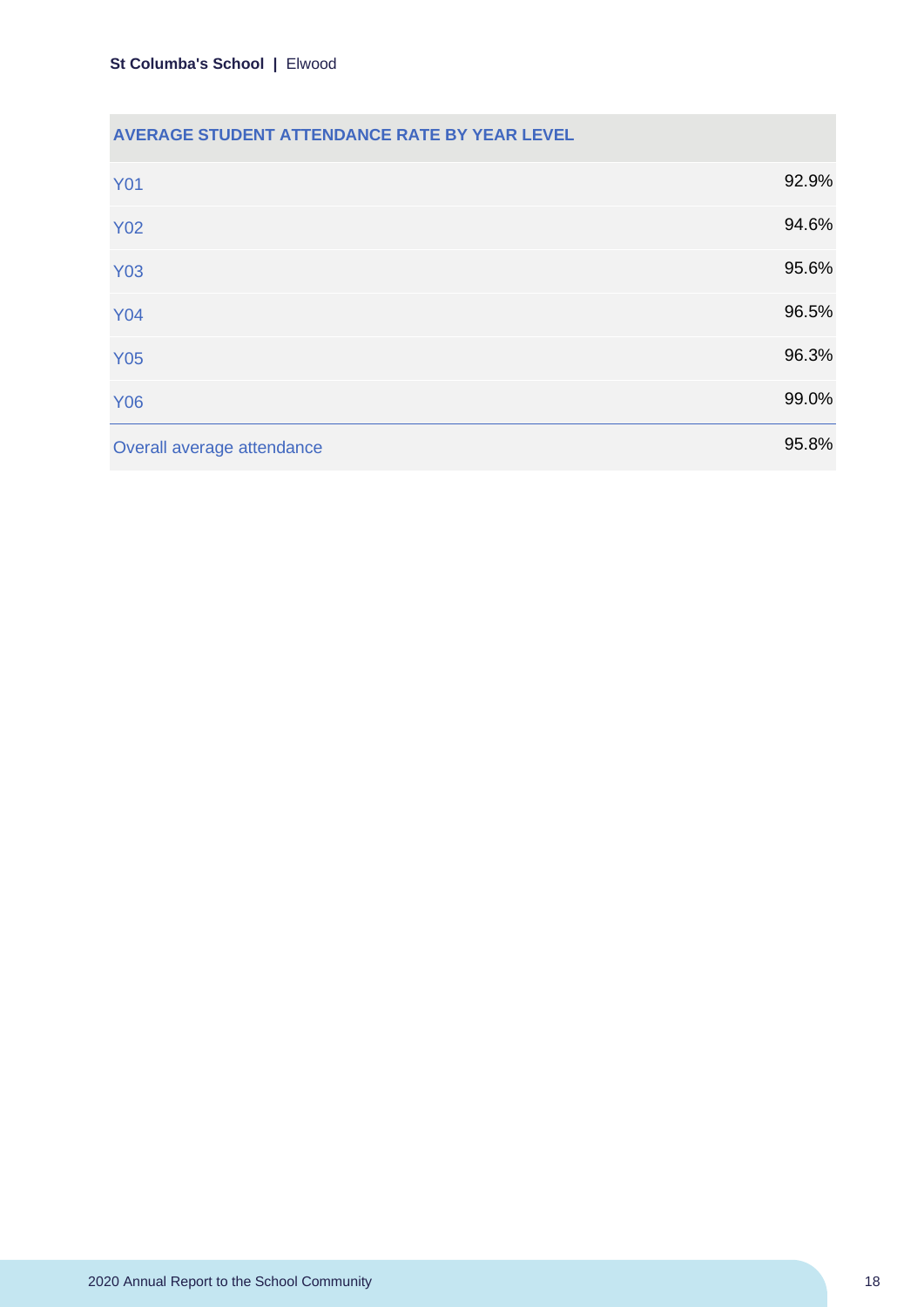| AVERAGE STUDENT ATTENDANCE RATE BY YEAR LEVEL | |
|---|---|
| Y01 | 92.9% |
| Y02 | 94.6% |
| Y03 | 95.6% |
| Y04 | 96.5% |
| Y05 | 96.3% |
| Y06 | 99.0% |
| Overall average attendance | 95.8% |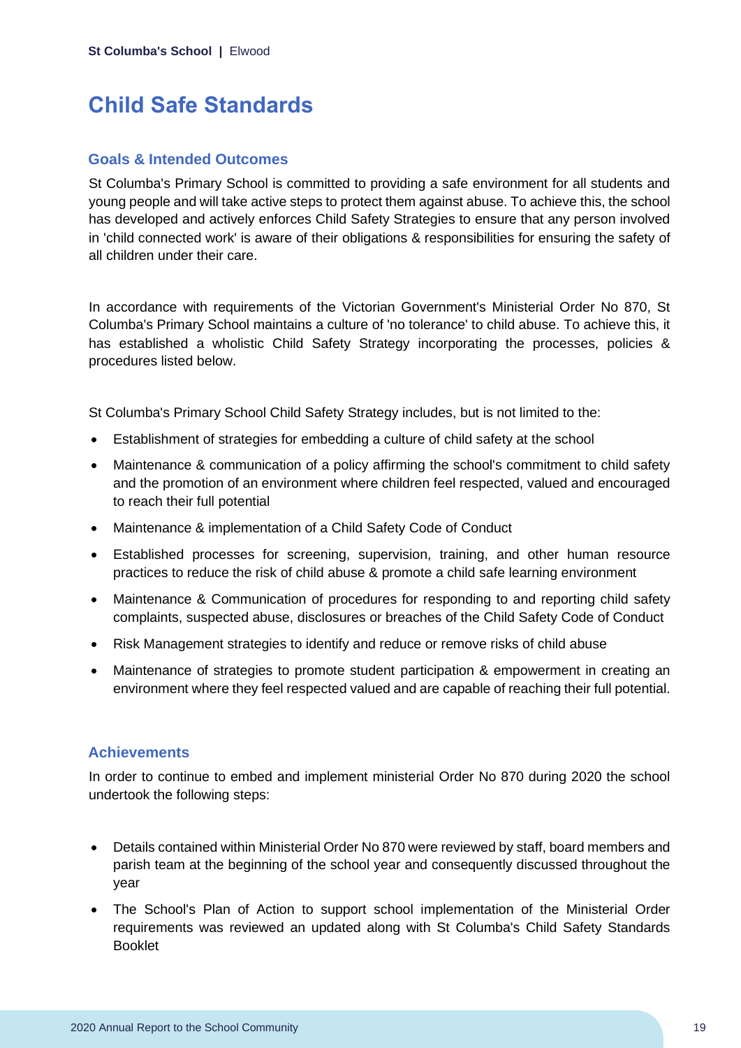# Child Safe Standards

## Goals & Intended Outcomes

St Columba's Primary School is committed to providing a safe environment for all students and young people and will take active steps to protect them against abuse. To achieve this, the school has developed and actively enforces Child Safety Strategies to ensure that any person involved in 'child connected work' is aware of their obligations & responsibilities for ensuring the safety of all children under their care.

In accordance with requirements of the Victorian Government's Ministerial Order No 870, St Columba's Primary School maintains a culture of 'no tolerance' to child abuse. To achieve this, it has established a wholistic Child Safety Strategy incorporating the processes, policies & procedures listed below.

St Columba's Primary School Child Safety Strategy includes, but is not limited to the:

- Establishment of strategies for embedding a culture of child safety at the school
- Maintenance & communication of a policy affirming the school's commitment to child safety and the promotion of an environment where children feel respected, valued and encouraged to reach their full potential
- Maintenance & implementation of a Child Safety Code of Conduct
- Established processes for screening, supervision, training, and other human resource practices to reduce the risk of child abuse & promote a child safe learning environment
- Maintenance & Communication of procedures for responding to and reporting child safety complaints, suspected abuse, disclosures or breaches of the Child Safety Code of Conduct
- Risk Management strategies to identify and reduce or remove risks of child abuse
- Maintenance of strategies to promote student participation & empowerment in creating an environment where they feel respected valued and are capable of reaching their full potential.

## Achievements

In order to continue to embed and implement ministerial Order No 870 during 2020 the school undertook the following steps:

- Details contained within Ministerial Order No 870 were reviewed by staff, board members and parish team at the beginning of the school year and consequently discussed throughout the year
- The School's Plan of Action to support school implementation of the Ministerial Order requirements was reviewed an updated along with St Columba's Child Safety Standards Booklet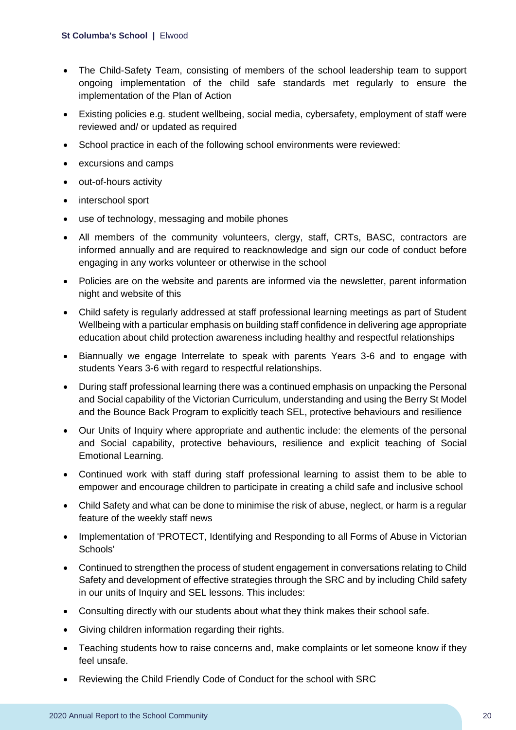- The Child-Safety Team, consisting of members of the school leadership team to support ongoing implementation of the child safe standards met regularly to ensure the implementation of the Plan of Action
- Existing policies e.g. student wellbeing, social media, cybersafety, employment of staff were reviewed and/ or updated as required
- School practice in each of the following school environments were reviewed:
- excursions and camps
- out-of-hours activity
- interschool sport
- use of technology, messaging and mobile phones
- All members of the community volunteers, clergy, staff, CRTs, BASC, contractors are informed annually and are required to reacknowledge and sign our code of conduct before engaging in any works volunteer or otherwise in the school
- Policies are on the website and parents are informed via the newsletter, parent information night and website of this
- Child safety is regularly addressed at staff professional learning meetings as part of Student Wellbeing with a particular emphasis on building staff confidence in delivering age appropriate education about child protection awareness including healthy and respectful relationships
- Biannually we engage Interrelate to speak with parents Years 3-6 and to engage with students Years 3-6 with regard to respectful relationships.
- During staff professional learning there was a continued emphasis on unpacking the Personal and Social capability of the Victorian Curriculum, understanding and using the Berry St Model and the Bounce Back Program to explicitly teach SEL, protective behaviours and resilience
- Our Units of Inquiry where appropriate and authentic include: the elements of the personal and Social capability, protective behaviours, resilience and explicit teaching of Social Emotional Learning.
- Continued work with staff during staff professional learning to assist them to be able to empower and encourage children to participate in creating a child safe and inclusive school
- Child Safety and what can be done to minimise the risk of abuse, neglect, or harm is a regular feature of the weekly staff news
- Implementation of 'PROTECT, Identifying and Responding to all Forms of Abuse in Victorian Schools'
- Continued to strengthen the process of student engagement in conversations relating to Child Safety and development of effective strategies through the SRC and by including Child safety in our units of Inquiry and SEL lessons. This includes:
- Consulting directly with our students about what they think makes their school safe.
- Giving children information regarding their rights.
- Teaching students how to raise concerns and, make complaints or let someone know if they feel unsafe.
- Reviewing the Child Friendly Code of Conduct for the school with SRC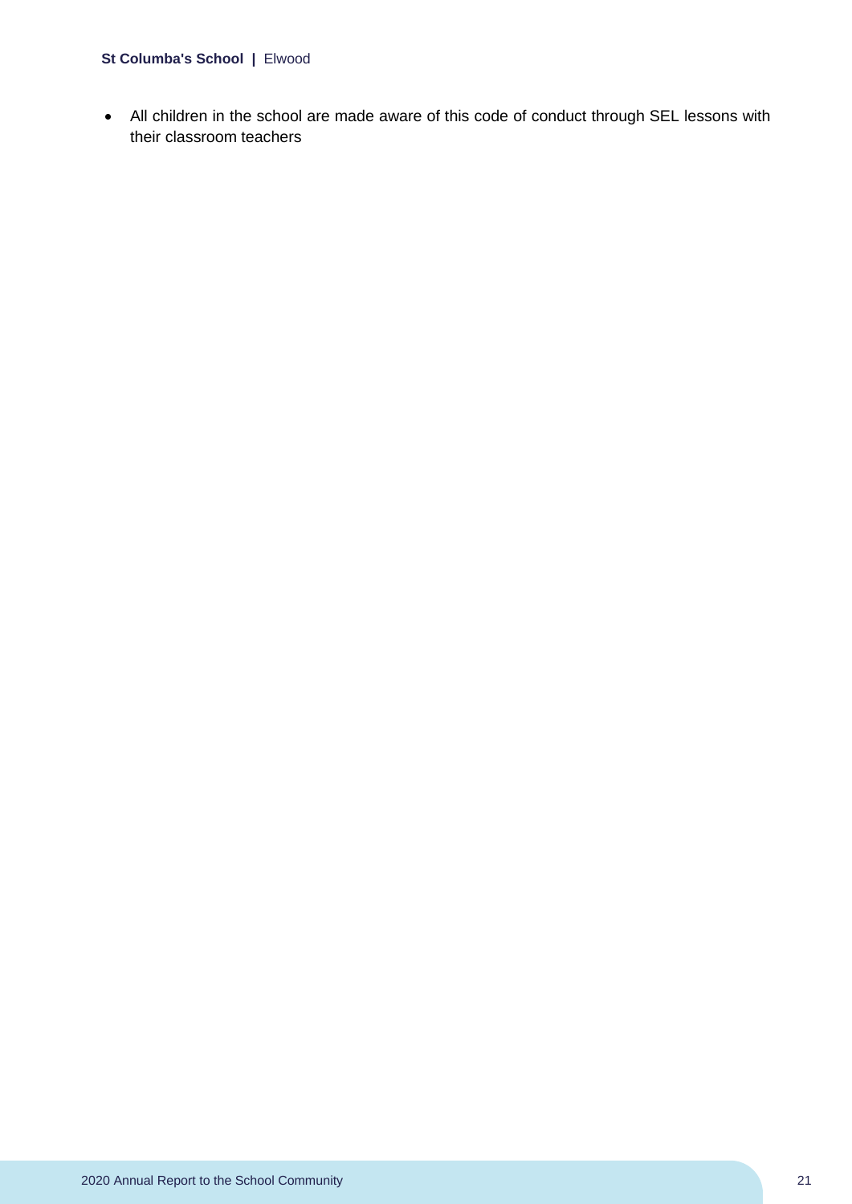- All children in the school are made aware of this code of conduct through SEL lessons with their classroom teachers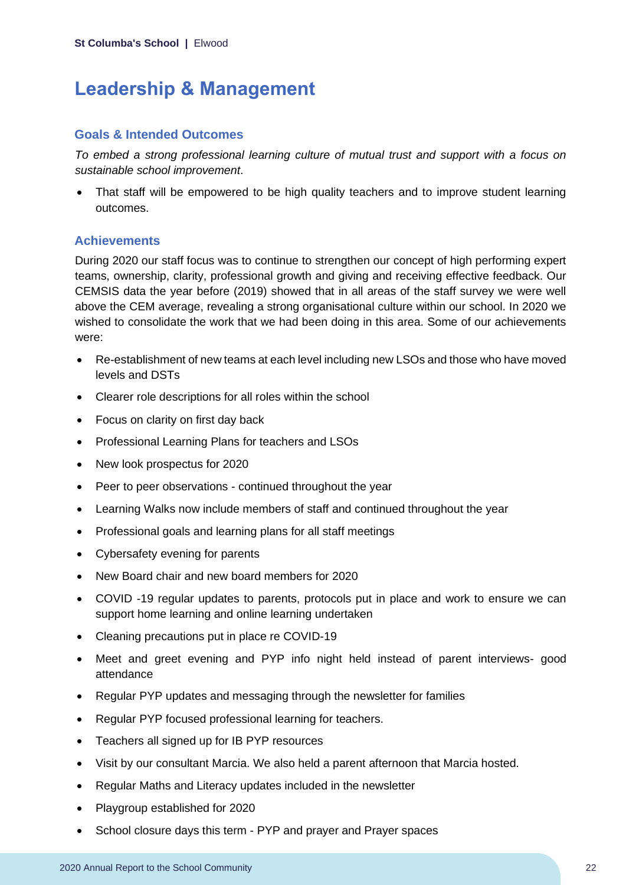# Leadership & Management

## Goals & Intended Outcomes

*To embed a strong professional learning culture of mutual trust and support with a focus on sustainable school improvement*.

- That staff will be empowered to be high quality teachers and to improve student learning outcomes.

## Achievements

During 2020 our staff focus was to continue to strengthen our concept of high performing expert teams, ownership, clarity, professional growth and giving and receiving effective feedback. Our CEMSIS data the year before (2019) showed that in all areas of the staff survey we were well above the CEM average, revealing a strong organisational culture within our school. In 2020 we wished to consolidate the work that we had been doing in this area. Some of our achievements were:

- Re-establishment of new teams at each level including new LSOs and those who have moved levels and DSTs
- Clearer role descriptions for all roles within the school
- Focus on clarity on first day back
- Professional Learning Plans for teachers and LSOs
- New look prospectus for 2020
- Peer to peer observations - continued throughout the year
- Learning Walks now include members of staff and continued throughout the year
- Professional goals and learning plans for all staff meetings
- Cybersafety evening for parents
- New Board chair and new board members for 2020
- COVID -19 regular updates to parents, protocols put in place and work to ensure we can support home learning and online learning undertaken
- Cleaning precautions put in place re COVID-19
- Meet and greet evening and PYP info night held instead of parent interviews- good attendance
- Regular PYP updates and messaging through the newsletter for families
- Regular PYP focused professional learning for teachers.
- Teachers all signed up for IB PYP resources
- Visit by our consultant Marcia. We also held a parent afternoon that Marcia hosted.
- Regular Maths and Literacy updates included in the newsletter
- Playgroup established for 2020
- School closure days this term - PYP and prayer and Prayer spaces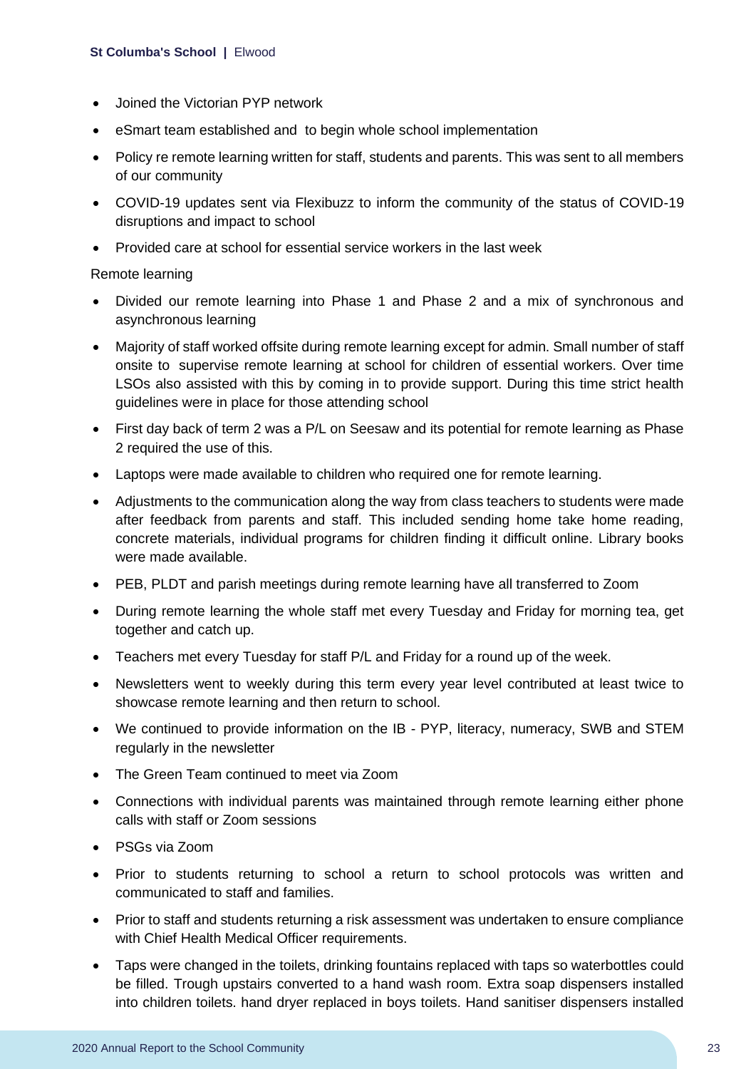- Joined the Victorian PYP network
- eSmart team established and  to begin whole school implementation
- Policy re remote learning written for staff, students and parents. This was sent to all members of our community
- COVID-19 updates sent via Flexibuzz to inform the community of the status of COVID-19 disruptions and impact to school
- Provided care at school for essential service workers in the last week

Remote learning

- Divided our remote learning into Phase 1 and Phase 2 and a mix of synchronous and asynchronous learning
- Majority of staff worked offsite during remote learning except for admin. Small number of staff onsite to  supervise remote learning at school for children of essential workers. Over time LSOs also assisted with this by coming in to provide support. During this time strict health guidelines were in place for those attending school
- First day back of term 2 was a P/L on Seesaw and its potential for remote learning as Phase 2 required the use of this.
- Laptops were made available to children who required one for remote learning.
- Adjustments to the communication along the way from class teachers to students were made after feedback from parents and staff. This included sending home take home reading, concrete materials, individual programs for children finding it difficult online. Library books were made available.
- PEB, PLDT and parish meetings during remote learning have all transferred to Zoom
- During remote learning the whole staff met every Tuesday and Friday for morning tea, get together and catch up.
- Teachers met every Tuesday for staff P/L and Friday for a round up of the week.
- Newsletters went to weekly during this term every year level contributed at least twice to showcase remote learning and then return to school.
- We continued to provide information on the IB - PYP, literacy, numeracy, SWB and STEM regularly in the newsletter
- The Green Team continued to meet via Zoom
- Connections with individual parents was maintained through remote learning either phone calls with staff or Zoom sessions
- PSGs via Zoom
- Prior to students returning to school a return to school protocols was written and communicated to staff and families.
- Prior to staff and students returning a risk assessment was undertaken to ensure compliance with Chief Health Medical Officer requirements.
- Taps were changed in the toilets, drinking fountains replaced with taps so waterbottles could be filled. Trough upstairs converted to a hand wash room. Extra soap dispensers installed into children toilets. hand dryer replaced in boys toilets. Hand sanitiser dispensers installed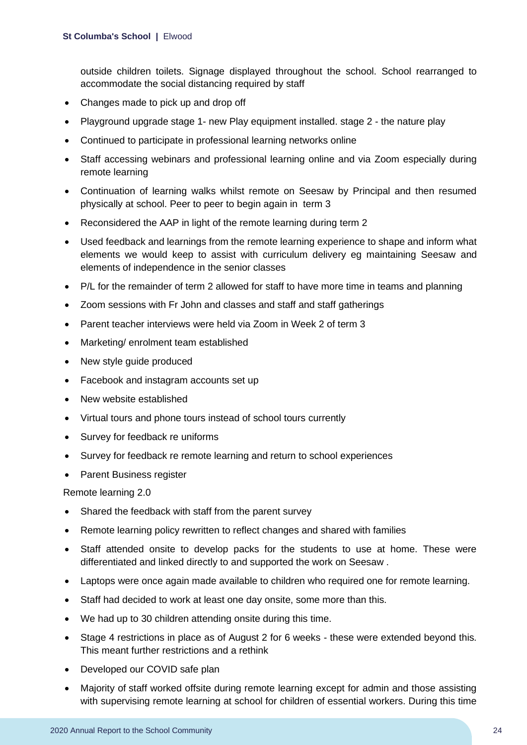outside children toilets. Signage displayed throughout the school. School rearranged to accommodate the social distancing required by staff

- Changes made to pick up and drop off
- Playground upgrade stage 1- new Play equipment installed. stage 2 - the nature play
- Continued to participate in professional learning networks online
- Staff accessing webinars and professional learning online and via Zoom especially during remote learning
- Continuation of learning walks whilst remote on Seesaw by Principal and then resumed physically at school. Peer to peer to begin again in term 3
- Reconsidered the AAP in light of the remote learning during term 2
- Used feedback and learnings from the remote learning experience to shape and inform what elements we would keep to assist with curriculum delivery eg maintaining Seesaw and elements of independence in the senior classes
- P/L for the remainder of term 2 allowed for staff to have more time in teams and planning
- Zoom sessions with Fr John and classes and staff and staff gatherings
- Parent teacher interviews were held via Zoom in Week 2 of term 3
- Marketing/ enrolment team established
- New style guide produced
- Facebook and instagram accounts set up
- New website established
- Virtual tours and phone tours instead of school tours currently
- Survey for feedback re uniforms
- Survey for feedback re remote learning and return to school experiences
- Parent Business register

Remote learning 2.0

- Shared the feedback with staff from the parent survey
- Remote learning policy rewritten to reflect changes and shared with families
- Staff attended onsite to develop packs for the students to use at home. These were differentiated and linked directly to and supported the work on Seesaw .
- Laptops were once again made available to children who required one for remote learning.
- Staff had decided to work at least one day onsite, some more than this.
- We had up to 30 children attending onsite during this time.
- Stage 4 restrictions in place as of August 2 for 6 weeks - these were extended beyond this. This meant further restrictions and a rethink
- Developed our COVID safe plan
- Majority of staff worked offsite during remote learning except for admin and those assisting with supervising remote learning at school for children of essential workers. During this time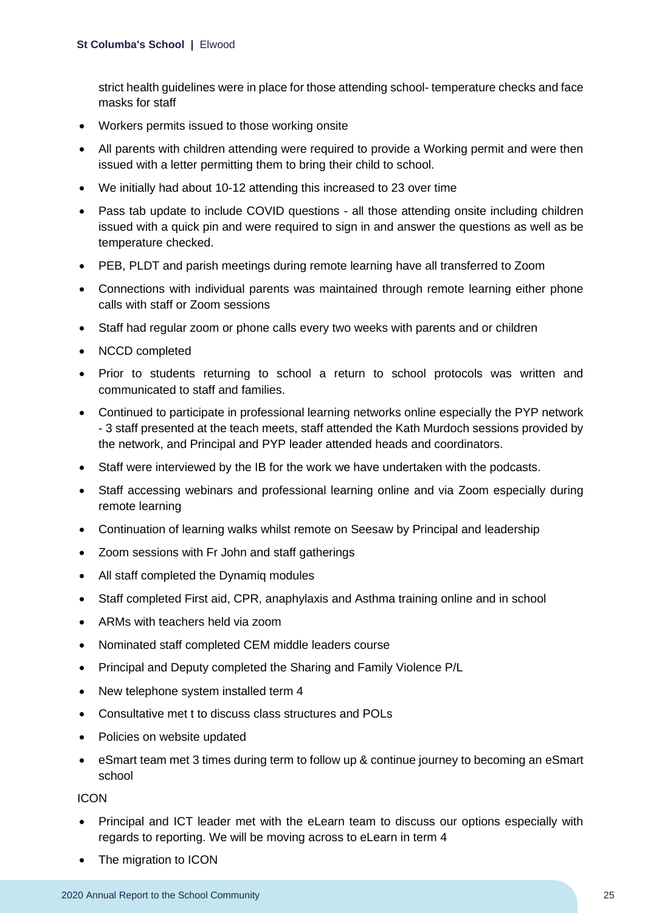strict health guidelines were in place for those attending school- temperature checks and face masks for staff

- Workers permits issued to those working onsite
- All parents with children attending were required to provide a Working permit and were then issued with a letter permitting them to bring their child to school.
- We initially had about 10-12 attending this increased to 23 over time
- Pass tab update to include COVID questions - all those attending onsite including children issued with a quick pin and were required to sign in and answer the questions as well as be temperature checked.
- PEB, PLDT and parish meetings during remote learning have all transferred to Zoom
- Connections with individual parents was maintained through remote learning either phone calls with staff or Zoom sessions
- Staff had regular zoom or phone calls every two weeks with parents and or children
- NCCD completed
- Prior to students returning to school a return to school protocols was written and communicated to staff and families.
- Continued to participate in professional learning networks online especially the PYP network - 3 staff presented at the teach meets, staff attended the Kath Murdoch sessions provided by the network, and Principal and PYP leader attended heads and coordinators.
- Staff were interviewed by the IB for the work we have undertaken with the podcasts.
- Staff accessing webinars and professional learning online and via Zoom especially during remote learning
- Continuation of learning walks whilst remote on Seesaw by Principal and leadership
- Zoom sessions with Fr John and staff gatherings
- All staff completed the Dynamiq modules
- Staff completed First aid, CPR, anaphylaxis and Asthma training online and in school
- ARMs with teachers held via zoom
- Nominated staff completed CEM middle leaders course
- Principal and Deputy completed the Sharing and Family Violence P/L
- New telephone system installed term 4
- Consultative met t to discuss class structures and POLs
- Policies on website updated
- eSmart team met 3 times during term to follow up & continue journey to becoming an eSmart school

ICON

- Principal and ICT leader met with the eLearn team to discuss our options especially with regards to reporting. We will be moving across to eLearn in term 4
- The migration to ICON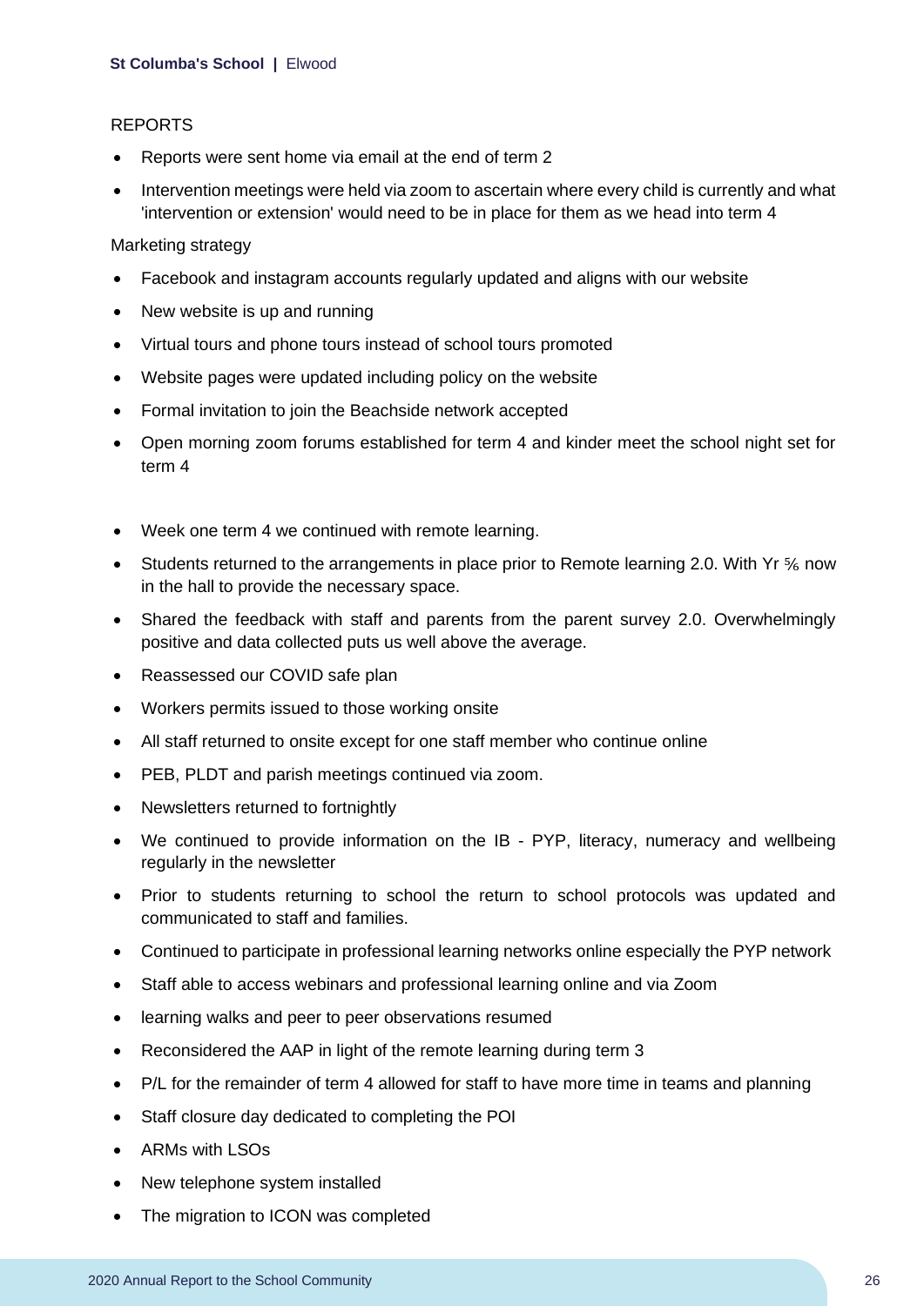REPORTS

- Reports were sent home via email at the end of term 2
- Intervention meetings were held via zoom to ascertain where every child is currently and what 'intervention or extension' would need to be in place for them as we head into term 4

Marketing strategy

- Facebook and instagram accounts regularly updated and aligns with our website
- New website is up and running
- Virtual tours and phone tours instead of school tours promoted
- Website pages were updated including policy on the website
- Formal invitation to join the Beachside network accepted
- Open morning zoom forums established for term 4 and kinder meet the school night set for term 4

- Week one term 4 we continued with remote learning.
- Students returned to the arrangements in place prior to Remote learning 2.0. With Yr 5/6 now in the hall to provide the necessary space.
- Shared the feedback with staff and parents from the parent survey 2.0. Overwhelmingly positive and data collected puts us well above the average.
- Reassessed our COVID safe plan
- Workers permits issued to those working onsite
- All staff returned to onsite except for one staff member who continue online
- PEB, PLDT and parish meetings continued via zoom.
- Newsletters returned to fortnightly
- We continued to provide information on the IB - PYP, literacy, numeracy and wellbeing regularly in the newsletter
- Prior to students returning to school the return to school protocols was updated and communicated to staff and families.
- Continued to participate in professional learning networks online especially the PYP network
- Staff able to access webinars and professional learning online and via Zoom
- learning walks and peer to peer observations resumed
- Reconsidered the AAP in light of the remote learning during term 3
- P/L for the remainder of term 4 allowed for staff to have more time in teams and planning
- Staff closure day dedicated to completing the POI
- ARMs with LSOs
- New telephone system installed
- The migration to ICON was completed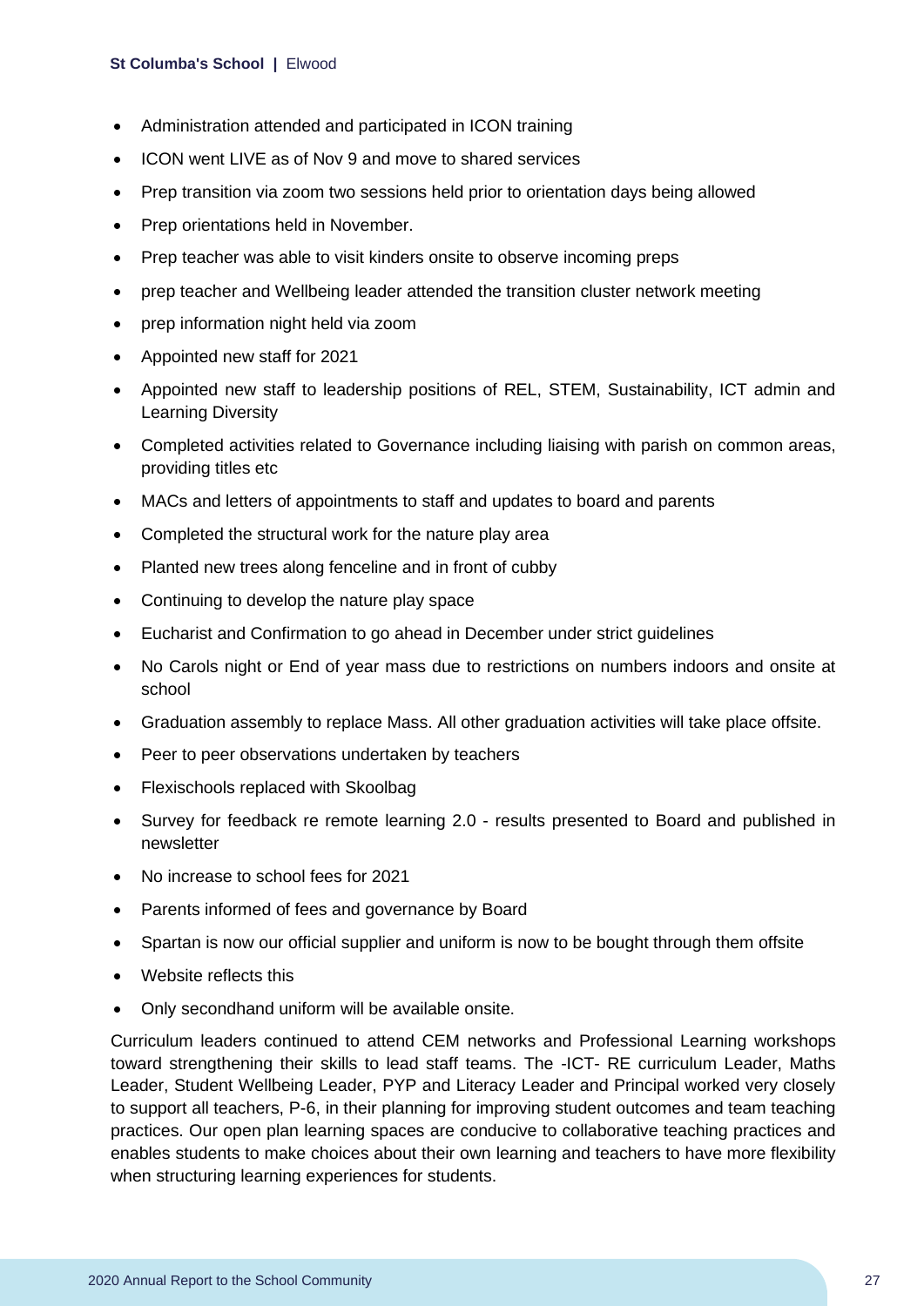- Administration attended and participated in ICON training
- ICON went LIVE as of Nov 9 and move to shared services
- Prep transition via zoom two sessions held prior to orientation days being allowed
- Prep orientations held in November.
- Prep teacher was able to visit kinders onsite to observe incoming preps
- prep teacher and Wellbeing leader attended the transition cluster network meeting
- prep information night held via zoom
- Appointed new staff for 2021
- Appointed new staff to leadership positions of REL, STEM, Sustainability, ICT admin and Learning Diversity
- Completed activities related to Governance including liaising with parish on common areas, providing titles etc
- MACs and letters of appointments to staff and updates to board and parents
- Completed the structural work for the nature play area
- Planted new trees along fenceline and in front of cubby
- Continuing to develop the nature play space
- Eucharist and Confirmation to go ahead in December under strict guidelines
- No Carols night or End of year mass due to restrictions on numbers indoors and onsite at school
- Graduation assembly to replace Mass. All other graduation activities will take place offsite.
- Peer to peer observations undertaken by teachers
- Flexischools replaced with Skoolbag
- Survey for feedback re remote learning 2.0 - results presented to Board and published in newsletter
- No increase to school fees for 2021
- Parents informed of fees and governance by Board
- Spartan is now our official supplier and uniform is now to be bought through them offsite
- Website reflects this
- Only secondhand uniform will be available onsite.

Curriculum leaders continued to attend CEM networks and Professional Learning workshops toward strengthening their skills to lead staff teams. The -ICT- RE curriculum Leader, Maths Leader, Student Wellbeing Leader, PYP and Literacy Leader and Principal worked very closely to support all teachers, P-6, in their planning for improving student outcomes and team teaching practices. Our open plan learning spaces are conducive to collaborative teaching practices and enables students to make choices about their own learning and teachers to have more flexibility when structuring learning experiences for students.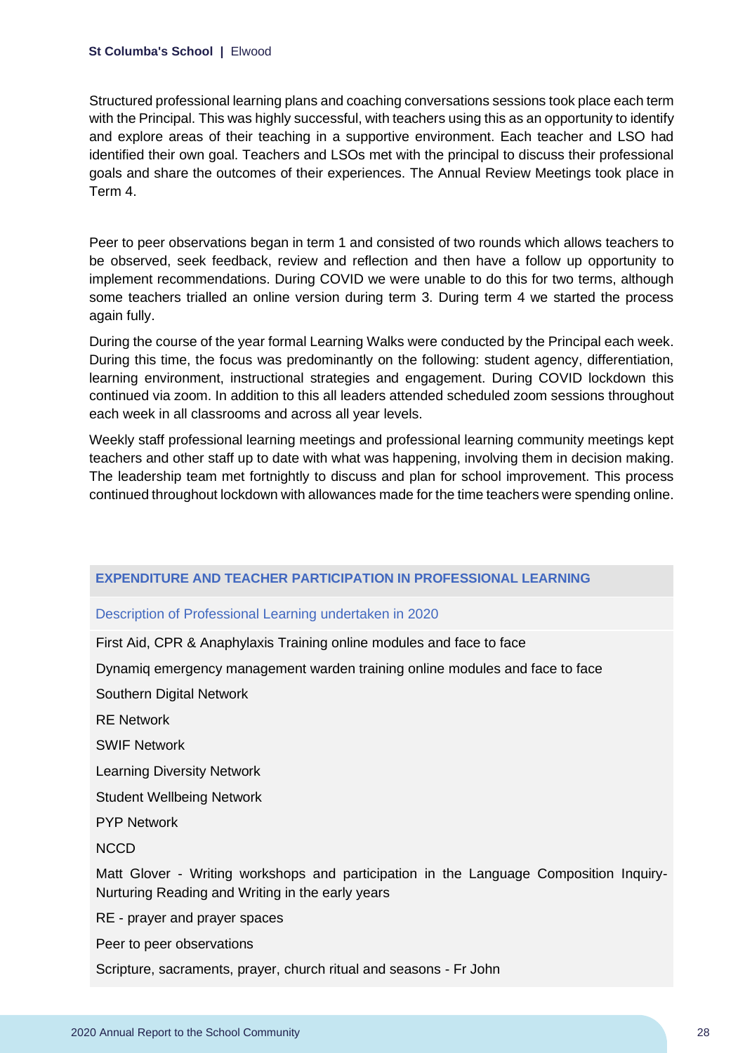Structured professional learning plans and coaching conversations sessions took place each term with the Principal. This was highly successful, with teachers using this as an opportunity to identify and explore areas of their teaching in a supportive environment. Each teacher and LSO had identified their own goal. Teachers and LSOs met with the principal to discuss their professional goals and share the outcomes of their experiences. The Annual Review Meetings took place in Term 4.

Peer to peer observations began in term 1 and consisted of two rounds which allows teachers to be observed, seek feedback, review and reflection and then have a follow up opportunity to implement recommendations. During COVID we were unable to do this for two terms, although some teachers trialled an online version during term 3. During term 4 we started the process again fully.

During the course of the year formal Learning Walks were conducted by the Principal each week. During this time, the focus was predominantly on the following: student agency, differentiation, learning environment, instructional strategies and engagement. During COVID lockdown this continued via zoom. In addition to this all leaders attended scheduled zoom sessions throughout each week in all classrooms and across all year levels.

Weekly staff professional learning meetings and professional learning community meetings kept teachers and other staff up to date with what was happening, involving them in decision making. The leadership team met fortnightly to discuss and plan for school improvement. This process continued throughout lockdown with allowances made for the time teachers were spending online.

| EXPENDITURE AND TEACHER PARTICIPATION IN PROFESSIONAL LEARNING |
| --- |
| Description of Professional Learning undertaken in 2020 |
| First Aid, CPR & Anaphylaxis Training online modules and face to face |
| Dynamiq emergency management warden training online modules and face to face |
| Southern Digital Network |
| RE Network |
| SWIF Network |
| Learning Diversity Network |
| Student Wellbeing Network |
| PYP Network |
| NCCD |
| Matt Glover - Writing workshops and participation in the Language Composition Inquiry- Nurturing Reading and Writing in the early years |
| RE - prayer and prayer spaces |
| Peer to peer observations |
| Scripture, sacraments, prayer, church ritual and seasons - Fr John |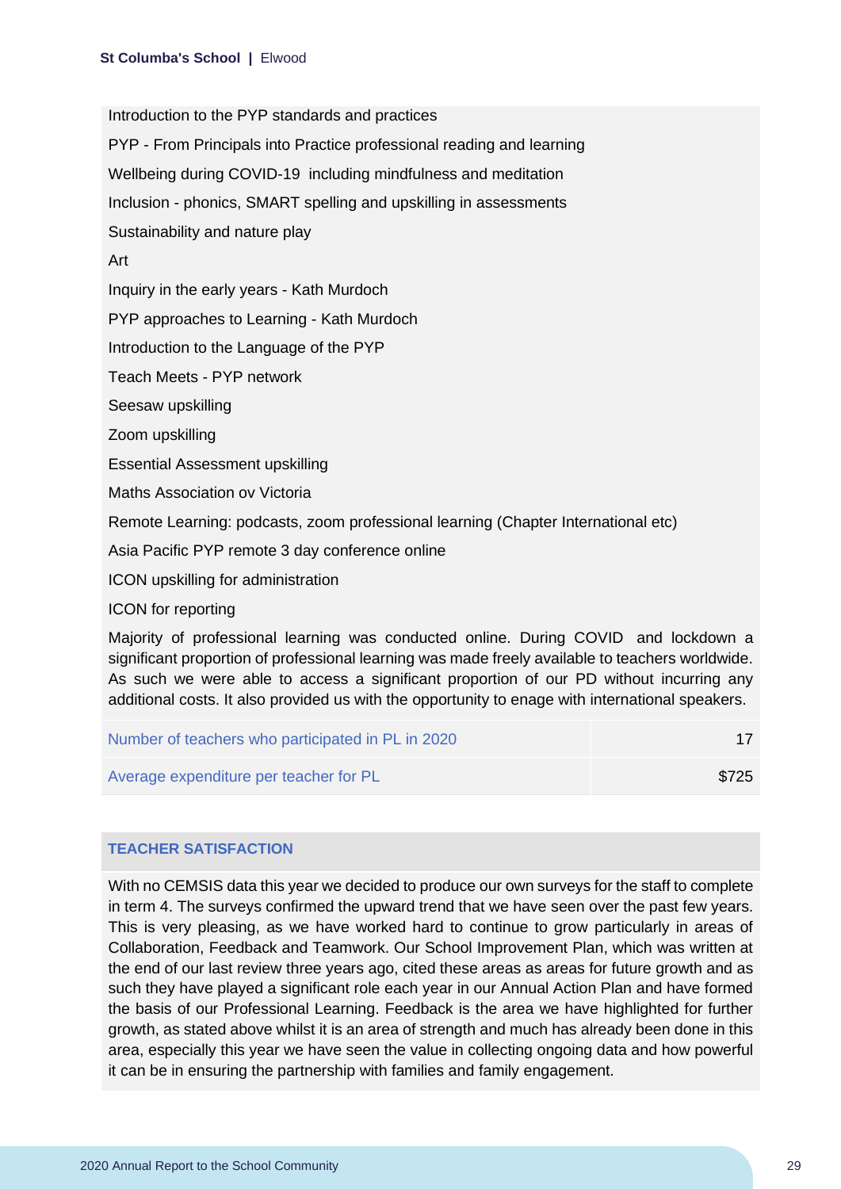Introduction to the PYP standards and practices

PYP - From Principals into Practice professional reading and learning

Wellbeing during COVID-19 including mindfulness and meditation

Inclusion - phonics, SMART spelling and upskilling in assessments

Sustainability and nature play

Art

Inquiry in the early years - Kath Murdoch

PYP approaches to Learning - Kath Murdoch

Introduction to the Language of the PYP

Teach Meets - PYP network

Seesaw upskilling

Zoom upskilling

Essential Assessment upskilling

Maths Association ov Victoria

Remote Learning: podcasts, zoom professional learning (Chapter International etc)

Asia Pacific PYP remote 3 day conference online

ICON upskilling for administration

ICON for reporting

Majority of professional learning was conducted online. During COVID and lockdown a significant proportion of professional learning was made freely available to teachers worldwide. As such we were able to access a significant proportion of our PD without incurring any additional costs. It also provided us with the opportunity to enage with international speakers.

| | |
|---|---|
| Number of teachers who participated in PL in 2020 | 17 |
| Average expenditure per teacher for PL | $725 |

## TEACHER SATISFACTION

With no CEMSIS data this year we decided to produce our own surveys for the staff to complete in term 4. The surveys confirmed the upward trend that we have seen over the past few years. This is very pleasing, as we have worked hard to continue to grow particularly in areas of Collaboration, Feedback and Teamwork. Our School Improvement Plan, which was written at the end of our last review three years ago, cited these areas as areas for future growth and as such they have played a significant role each year in our Annual Action Plan and have formed the basis of our Professional Learning. Feedback is the area we have highlighted for further growth, as stated above whilst it is an area of strength and much has already been done in this area, especially this year we have seen the value in collecting ongoing data and how powerful it can be in ensuring the partnership with families and family engagement.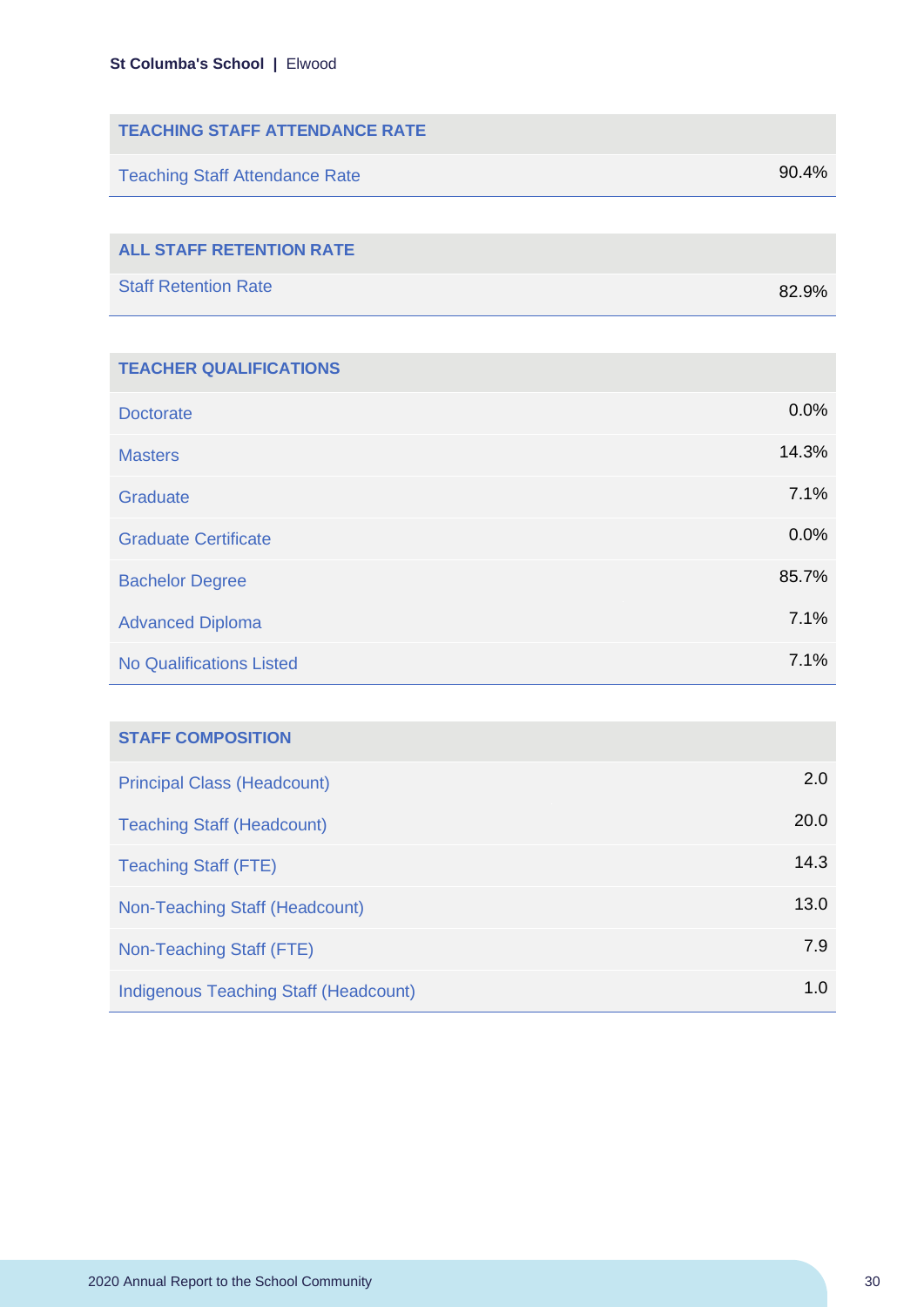| TEACHING STAFF ATTENDANCE RATE | |
| --- | --- |
| Teaching Staff Attendance Rate | 90.4% |

| ALL STAFF RETENTION RATE | |
| --- | --- |
| Staff Retention Rate | 82.9% |

| TEACHER QUALIFICATIONS | |
| --- | --- |
| Doctorate | 0.0% |
| Masters | 14.3% |
| Graduate | 7.1% |
| Graduate Certificate | 0.0% |
| Bachelor Degree | 85.7% |
| Advanced Diploma | 7.1% |
| No Qualifications Listed | 7.1% |

| STAFF COMPOSITION | |
| --- | --- |
| Principal Class (Headcount) | 2.0 |
| Teaching Staff (Headcount) | 20.0 |
| Teaching Staff (FTE) | 14.3 |
| Non-Teaching Staff (Headcount) | 13.0 |
| Non-Teaching Staff (FTE) | 7.9 |
| Indigenous Teaching Staff (Headcount) | 1.0 |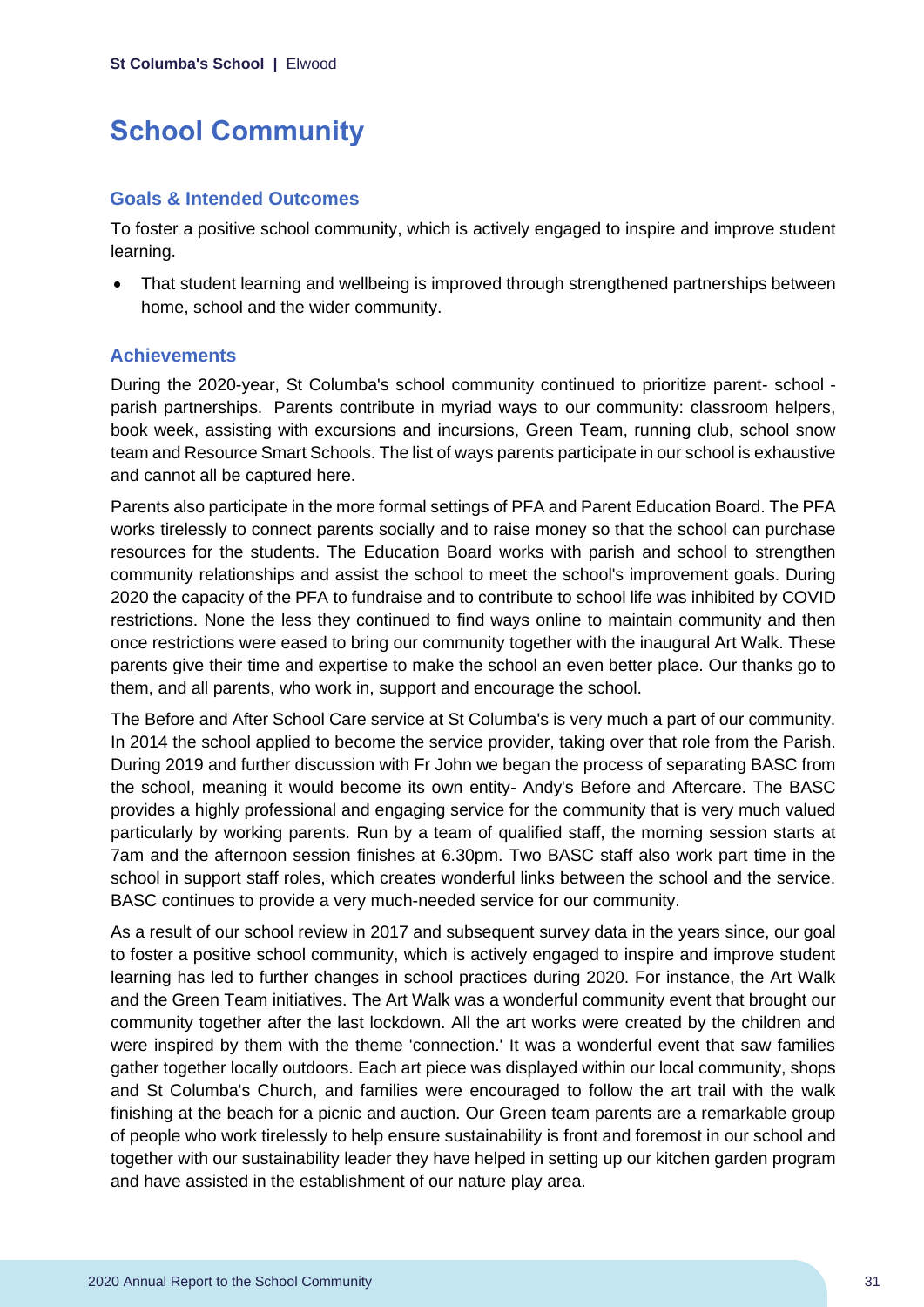# School Community

## Goals & Intended Outcomes

To foster a positive school community, which is actively engaged to inspire and improve student learning.

- That student learning and wellbeing is improved through strengthened partnerships between home, school and the wider community.

## Achievements

During the 2020-year, St Columba's school community continued to prioritize parent- school - parish partnerships. Parents contribute in myriad ways to our community: classroom helpers, book week, assisting with excursions and incursions, Green Team, running club, school snow team and Resource Smart Schools. The list of ways parents participate in our school is exhaustive and cannot all be captured here.

Parents also participate in the more formal settings of PFA and Parent Education Board. The PFA works tirelessly to connect parents socially and to raise money so that the school can purchase resources for the students. The Education Board works with parish and school to strengthen community relationships and assist the school to meet the school's improvement goals. During 2020 the capacity of the PFA to fundraise and to contribute to school life was inhibited by COVID restrictions. None the less they continued to find ways online to maintain community and then once restrictions were eased to bring our community together with the inaugural Art Walk. These parents give their time and expertise to make the school an even better place. Our thanks go to them, and all parents, who work in, support and encourage the school.

The Before and After School Care service at St Columba's is very much a part of our community. In 2014 the school applied to become the service provider, taking over that role from the Parish. During 2019 and further discussion with Fr John we began the process of separating BASC from the school, meaning it would become its own entity- Andy's Before and Aftercare. The BASC provides a highly professional and engaging service for the community that is very much valued particularly by working parents. Run by a team of qualified staff, the morning session starts at 7am and the afternoon session finishes at 6.30pm. Two BASC staff also work part time in the school in support staff roles, which creates wonderful links between the school and the service. BASC continues to provide a very much-needed service for our community.

As a result of our school review in 2017 and subsequent survey data in the years since, our goal to foster a positive school community, which is actively engaged to inspire and improve student learning has led to further changes in school practices during 2020. For instance, the Art Walk and the Green Team initiatives. The Art Walk was a wonderful community event that brought our community together after the last lockdown. All the art works were created by the children and were inspired by them with the theme 'connection.' It was a wonderful event that saw families gather together locally outdoors. Each art piece was displayed within our local community, shops and St Columba's Church, and families were encouraged to follow the art trail with the walk finishing at the beach for a picnic and auction. Our Green team parents are a remarkable group of people who work tirelessly to help ensure sustainability is front and foremost in our school and together with our sustainability leader they have helped in setting up our kitchen garden program and have assisted in the establishment of our nature play area.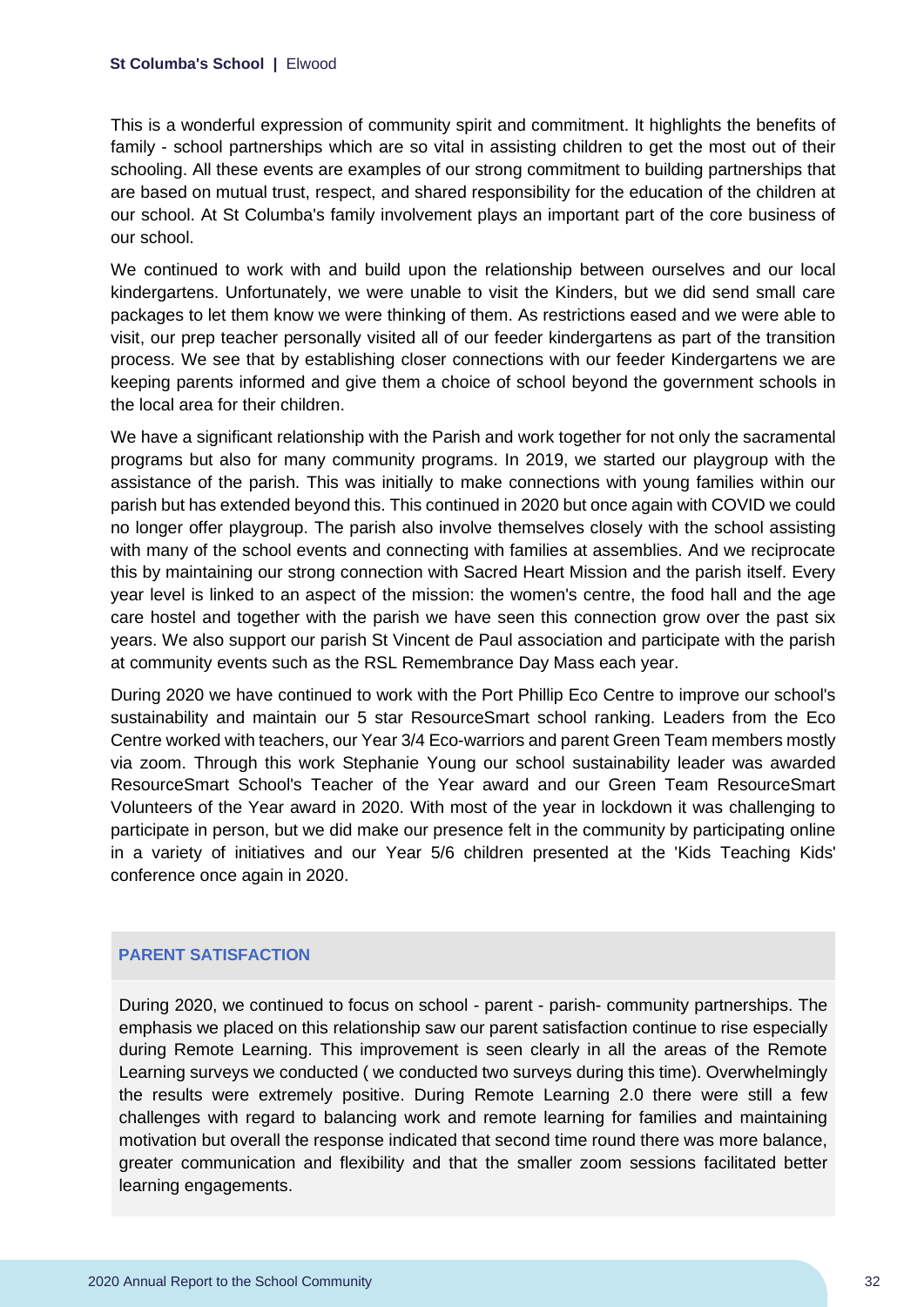This is a wonderful expression of community spirit and commitment. It highlights the benefits of family - school partnerships which are so vital in assisting children to get the most out of their schooling. All these events are examples of our strong commitment to building partnerships that are based on mutual trust, respect, and shared responsibility for the education of the children at our school. At St Columba's family involvement plays an important part of the core business of our school.

We continued to work with and build upon the relationship between ourselves and our local kindergartens. Unfortunately, we were unable to visit the Kinders, but we did send small care packages to let them know we were thinking of them. As restrictions eased and we were able to visit, our prep teacher personally visited all of our feeder kindergartens as part of the transition process. We see that by establishing closer connections with our feeder Kindergartens we are keeping parents informed and give them a choice of school beyond the government schools in the local area for their children.

We have a significant relationship with the Parish and work together for not only the sacramental programs but also for many community programs. In 2019, we started our playgroup with the assistance of the parish. This was initially to make connections with young families within our parish but has extended beyond this. This continued in 2020 but once again with COVID we could no longer offer playgroup. The parish also involve themselves closely with the school assisting with many of the school events and connecting with families at assemblies. And we reciprocate this by maintaining our strong connection with Sacred Heart Mission and the parish itself. Every year level is linked to an aspect of the mission: the women's centre, the food hall and the age care hostel and together with the parish we have seen this connection grow over the past six years. We also support our parish St Vincent de Paul association and participate with the parish at community events such as the RSL Remembrance Day Mass each year.

During 2020 we have continued to work with the Port Phillip Eco Centre to improve our school's sustainability and maintain our 5 star ResourceSmart school ranking. Leaders from the Eco Centre worked with teachers, our Year 3/4 Eco-warriors and parent Green Team members mostly via zoom. Through this work Stephanie Young our school sustainability leader was awarded ResourceSmart School's Teacher of the Year award and our Green Team ResourceSmart Volunteers of the Year award in 2020. With most of the year in lockdown it was challenging to participate in person, but we did make our presence felt in the community by participating online in a variety of initiatives and our Year 5/6 children presented at the 'Kids Teaching Kids' conference once again in 2020.

## PARENT SATISFACTION

During 2020, we continued to focus on school - parent - parish- community partnerships. The emphasis we placed on this relationship saw our parent satisfaction continue to rise especially during Remote Learning. This improvement is seen clearly in all the areas of the Remote Learning surveys we conducted ( we conducted two surveys during this time). Overwhelmingly the results were extremely positive. During Remote Learning 2.0 there were still a few challenges with regard to balancing work and remote learning for families and maintaining motivation but overall the response indicated that second time round there was more balance, greater communication and flexibility and that the smaller zoom sessions facilitated better learning engagements.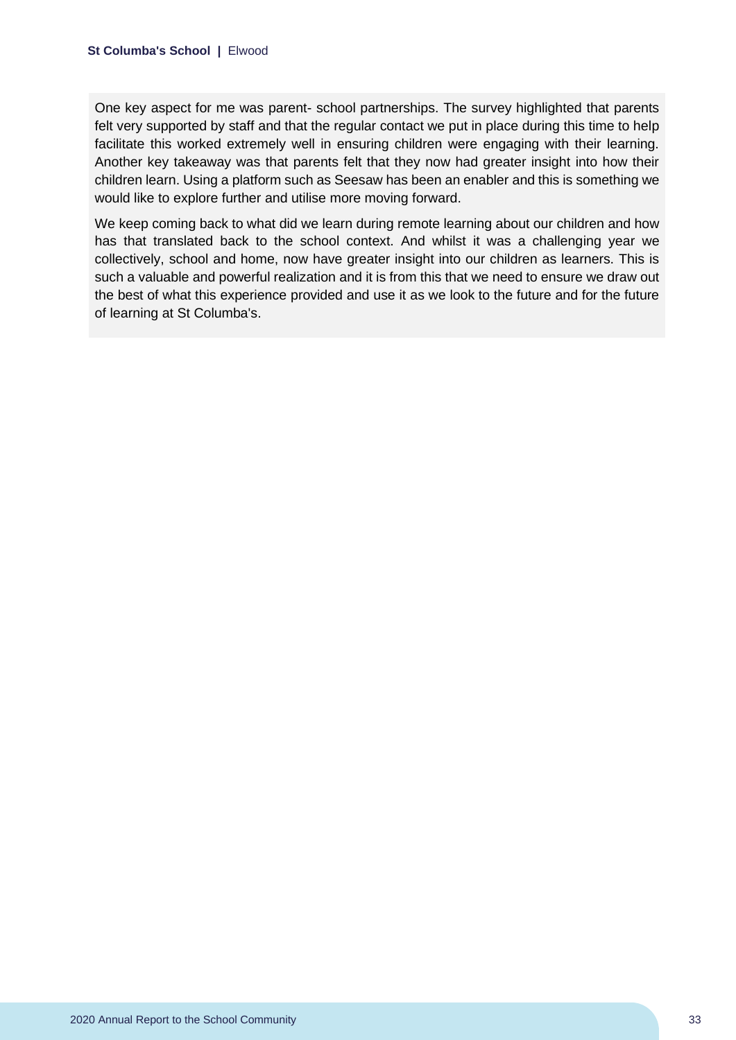One key aspect for me was parent- school partnerships. The survey highlighted that parents felt very supported by staff and that the regular contact we put in place during this time to help facilitate this worked extremely well in ensuring children were engaging with their learning. Another key takeaway was that parents felt that they now had greater insight into how their children learn. Using a platform such as Seesaw has been an enabler and this is something we would like to explore further and utilise more moving forward.

We keep coming back to what did we learn during remote learning about our children and how has that translated back to the school context. And whilst it was a challenging year we collectively, school and home, now have greater insight into our children as learners. This is such a valuable and powerful realization and it is from this that we need to ensure we draw out the best of what this experience provided and use it as we look to the future and for the future of learning at St Columba's.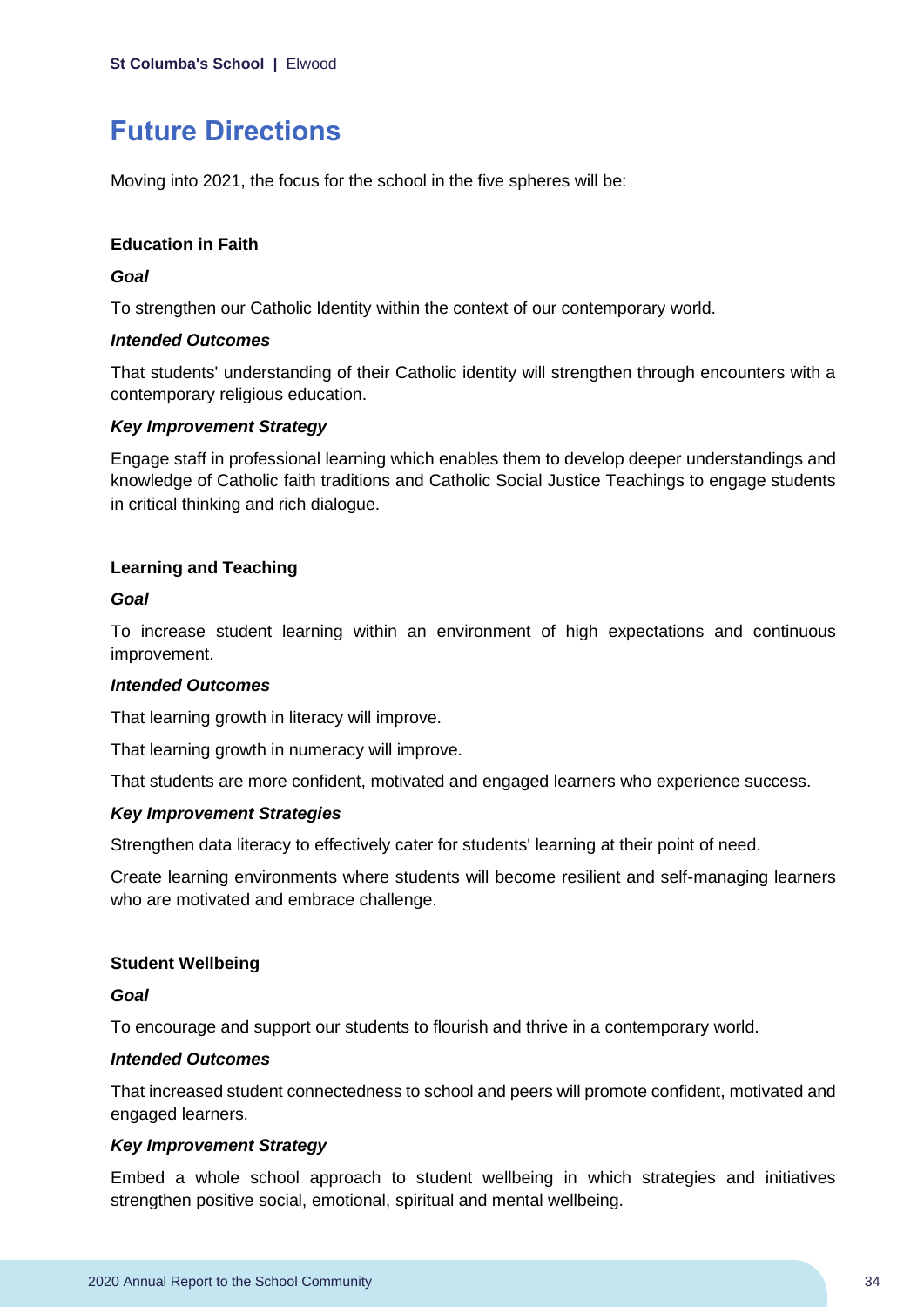# Future Directions

Moving into 2021, the focus for the school in the five spheres will be:

### Education in Faith

***Goal***

To strengthen our Catholic Identity within the context of our contemporary world.

***Intended Outcomes***

That students' understanding of their Catholic identity will strengthen through encounters with a contemporary religious education.

***Key Improvement Strategy***

Engage staff in professional learning which enables them to develop deeper understandings and knowledge of Catholic faith traditions and Catholic Social Justice Teachings to engage students in critical thinking and rich dialogue.

### Learning and Teaching

***Goal***

To increase student learning within an environment of high expectations and continuous improvement.

***Intended Outcomes***

That learning growth in literacy will improve.

That learning growth in numeracy will improve.

That students are more confident, motivated and engaged learners who experience success.

***Key Improvement Strategies***

Strengthen data literacy to effectively cater for students' learning at their point of need.

Create learning environments where students will become resilient and self-managing learners who are motivated and embrace challenge.

### Student Wellbeing

***Goal***

To encourage and support our students to flourish and thrive in a contemporary world.

***Intended Outcomes***

That increased student connectedness to school and peers will promote confident, motivated and engaged learners.

***Key Improvement Strategy***

Embed a whole school approach to student wellbeing in which strategies and initiatives strengthen positive social, emotional, spiritual and mental wellbeing.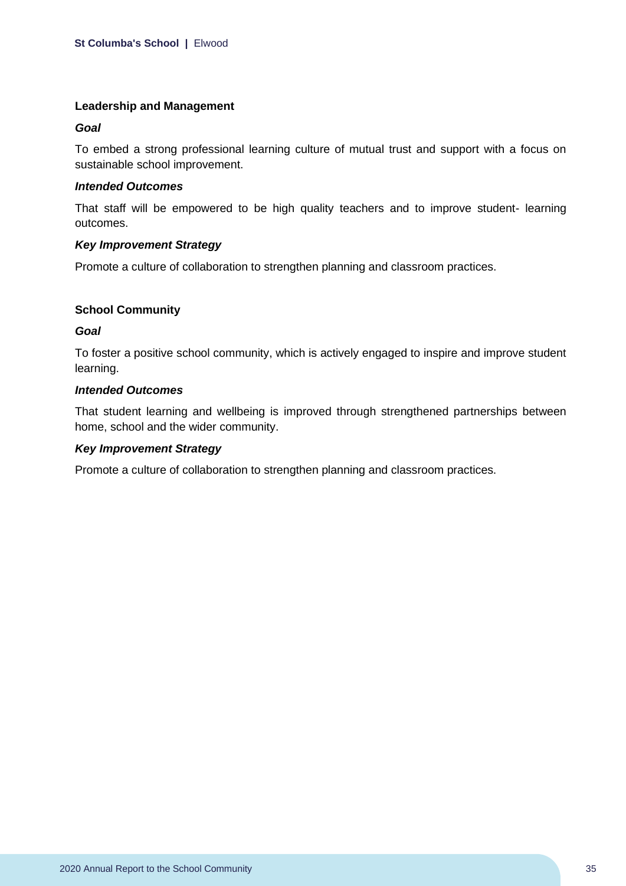### Leadership and Management

***Goal***

To embed a strong professional learning culture of mutual trust and support with a focus on sustainable school improvement.

***Intended Outcomes***

That staff will be empowered to be high quality teachers and to improve student- learning outcomes.

***Key Improvement Strategy***

Promote a culture of collaboration to strengthen planning and classroom practices.

### School Community

***Goal***

To foster a positive school community, which is actively engaged to inspire and improve student learning.

***Intended Outcomes***

That student learning and wellbeing is improved through strengthened partnerships between home, school and the wider community.

***Key Improvement Strategy***

Promote a culture of collaboration to strengthen planning and classroom practices.